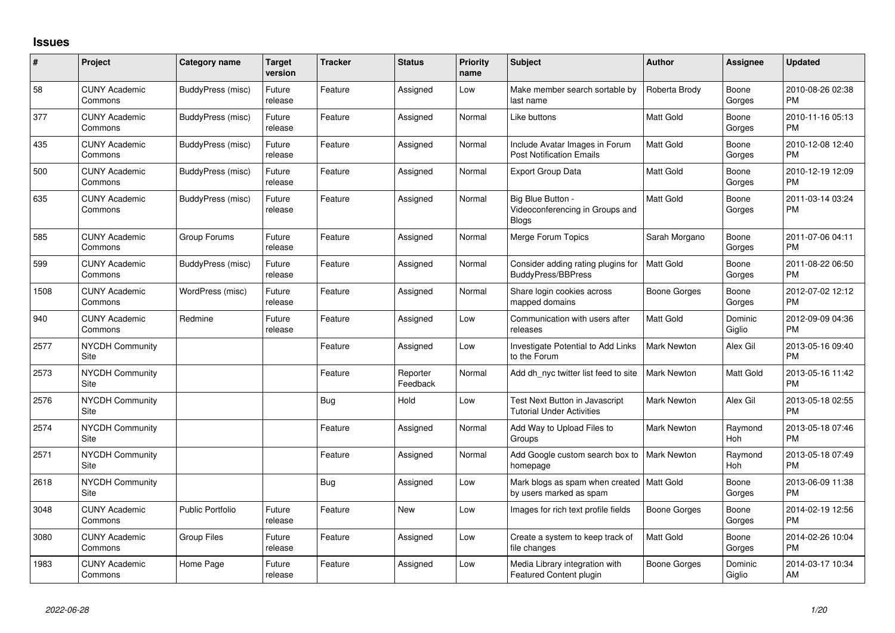# Issues

| # | Project | Category name | Target version | Tracker | Status | Priority name | Subject | Author | Assignee | Updated |
|---|---|---|---|---|---|---|---|---|---|---|
| 58 | CUNY Academic Commons | BuddyPress (misc) | Future release | Feature | Assigned | Low | Make member search sortable by last name | Roberta Brody | Boone Gorges | 2010-08-26 02:38 PM |
| 377 | CUNY Academic Commons | BuddyPress (misc) | Future release | Feature | Assigned | Normal | Like buttons | Matt Gold | Boone Gorges | 2010-11-16 05:13 PM |
| 435 | CUNY Academic Commons | BuddyPress (misc) | Future release | Feature | Assigned | Normal | Include Avatar Images in Forum Post Notification Emails | Matt Gold | Boone Gorges | 2010-12-08 12:40 PM |
| 500 | CUNY Academic Commons | BuddyPress (misc) | Future release | Feature | Assigned | Normal | Export Group Data | Matt Gold | Boone Gorges | 2010-12-19 12:09 PM |
| 635 | CUNY Academic Commons | BuddyPress (misc) | Future release | Feature | Assigned | Normal | Big Blue Button - Videoconferencing in Groups and Blogs | Matt Gold | Boone Gorges | 2011-03-14 03:24 PM |
| 585 | CUNY Academic Commons | Group Forums | Future release | Feature | Assigned | Normal | Merge Forum Topics | Sarah Morgano | Boone Gorges | 2011-07-06 04:11 PM |
| 599 | CUNY Academic Commons | BuddyPress (misc) | Future release | Feature | Assigned | Normal | Consider adding rating plugins for BuddyPress/BBPress | Matt Gold | Boone Gorges | 2011-08-22 06:50 PM |
| 1508 | CUNY Academic Commons | WordPress (misc) | Future release | Feature | Assigned | Normal | Share login cookies across mapped domains | Boone Gorges | Boone Gorges | 2012-07-02 12:12 PM |
| 940 | CUNY Academic Commons | Redmine | Future release | Feature | Assigned | Low | Communication with users after releases | Matt Gold | Dominic Giglio | 2012-09-09 04:36 PM |
| 2577 | NYCDH Community Site | | | Feature | Assigned | Low | Investigate Potential to Add Links to the Forum | Mark Newton | Alex Gil | 2013-05-16 09:40 PM |
| 2573 | NYCDH Community Site | | | Feature | Reporter Feedback | Normal | Add dh_nyc twitter list feed to site | Mark Newton | Matt Gold | 2013-05-16 11:42 PM |
| 2576 | NYCDH Community Site | | | Bug | Hold | Low | Test Next Button in Javascript Tutorial Under Activities | Mark Newton | Alex Gil | 2013-05-18 02:55 PM |
| 2574 | NYCDH Community Site | | | Feature | Assigned | Normal | Add Way to Upload Files to Groups | Mark Newton | Raymond Hoh | 2013-05-18 07:46 PM |
| 2571 | NYCDH Community Site | | | Feature | Assigned | Normal | Add Google custom search box to homepage | Mark Newton | Raymond Hoh | 2013-05-18 07:49 PM |
| 2618 | NYCDH Community Site | | | Bug | Assigned | Low | Mark blogs as spam when created by users marked as spam | Matt Gold | Boone Gorges | 2013-06-09 11:38 PM |
| 3048 | CUNY Academic Commons | Public Portfolio | Future release | Feature | New | Low | Images for rich text profile fields | Boone Gorges | Boone Gorges | 2014-02-19 12:56 PM |
| 3080 | CUNY Academic Commons | Group Files | Future release | Feature | Assigned | Low | Create a system to keep track of file changes | Matt Gold | Boone Gorges | 2014-02-26 10:04 PM |
| 1983 | CUNY Academic Commons | Home Page | Future release | Feature | Assigned | Low | Media Library integration with Featured Content plugin | Boone Gorges | Dominic Giglio | 2014-03-17 10:34 AM |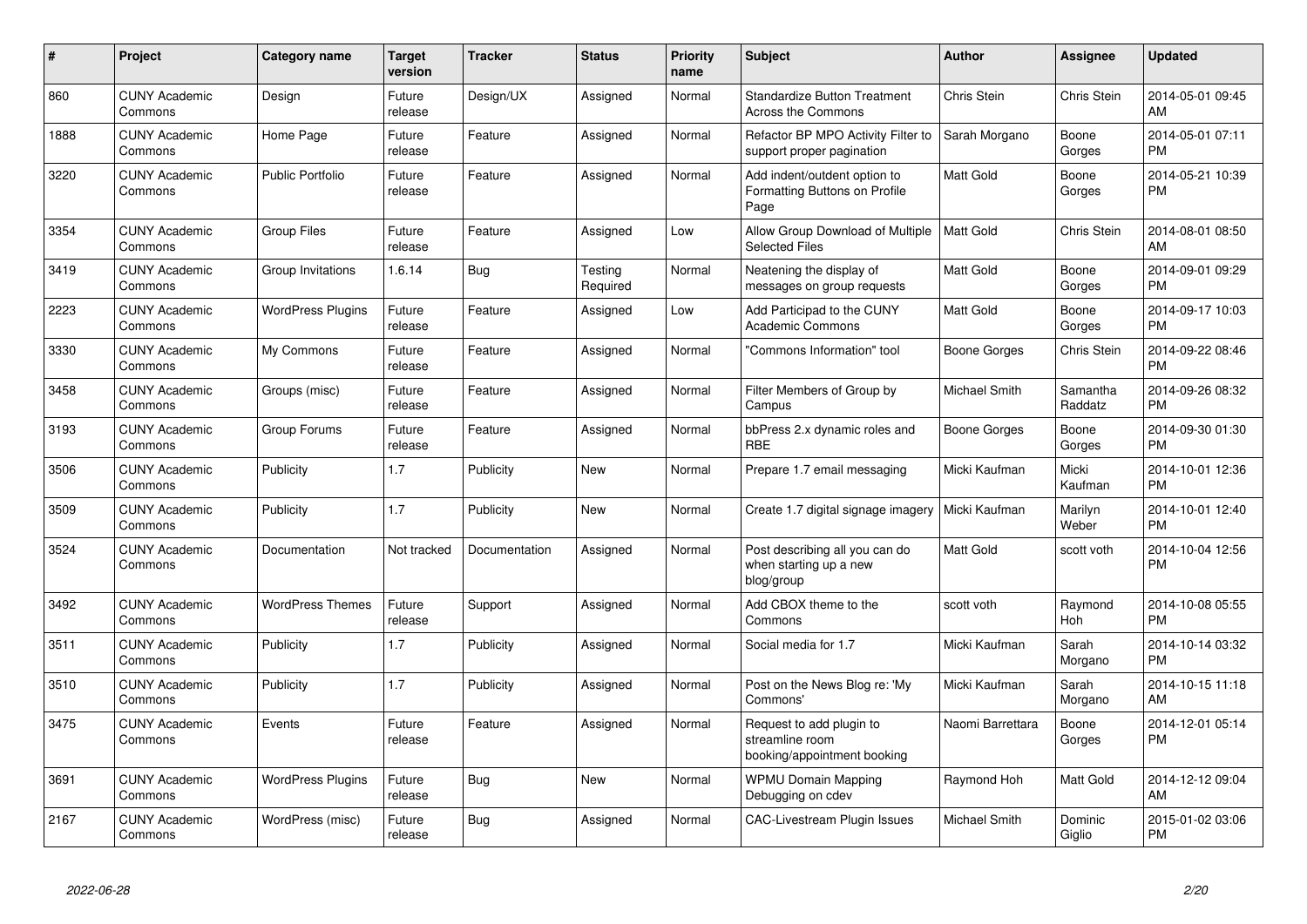| # | Project | Category name | Target version | Tracker | Status | Priority name | Subject | Author | Assignee | Updated |
|---|---|---|---|---|---|---|---|---|---|---|
| 860 | CUNY Academic Commons | Design | Future release | Design/UX | Assigned | Normal | Standardize Button Treatment Across the Commons | Chris Stein | Chris Stein | 2014-05-01 09:45 AM |
| 1888 | CUNY Academic Commons | Home Page | Future release | Feature | Assigned | Normal | Refactor BP MPO Activity Filter to support proper pagination | Sarah Morgano | Boone Gorges | 2014-05-01 07:11 PM |
| 3220 | CUNY Academic Commons | Public Portfolio | Future release | Feature | Assigned | Normal | Add indent/outdent option to Formatting Buttons on Profile Page | Matt Gold | Boone Gorges | 2014-05-21 10:39 PM |
| 3354 | CUNY Academic Commons | Group Files | Future release | Feature | Assigned | Low | Allow Group Download of Multiple Selected Files | Matt Gold | Chris Stein | 2014-08-01 08:50 AM |
| 3419 | CUNY Academic Commons | Group Invitations | 1.6.14 | Bug | Testing Required | Normal | Neatening the display of messages on group requests | Matt Gold | Boone Gorges | 2014-09-01 09:29 PM |
| 2223 | CUNY Academic Commons | WordPress Plugins | Future release | Feature | Assigned | Low | Add Participad to the CUNY Academic Commons | Matt Gold | Boone Gorges | 2014-09-17 10:03 PM |
| 3330 | CUNY Academic Commons | My Commons | Future release | Feature | Assigned | Normal | "Commons Information" tool | Boone Gorges | Chris Stein | 2014-09-22 08:46 PM |
| 3458 | CUNY Academic Commons | Groups (misc) | Future release | Feature | Assigned | Normal | Filter Members of Group by Campus | Michael Smith | Samantha Raddatz | 2014-09-26 08:32 PM |
| 3193 | CUNY Academic Commons | Group Forums | Future release | Feature | Assigned | Normal | bbPress 2.x dynamic roles and RBE | Boone Gorges | Boone Gorges | 2014-09-30 01:30 PM |
| 3506 | CUNY Academic Commons | Publicity | 1.7 | Publicity | New | Normal | Prepare 1.7 email messaging | Micki Kaufman | Micki Kaufman | 2014-10-01 12:36 PM |
| 3509 | CUNY Academic Commons | Publicity | 1.7 | Publicity | New | Normal | Create 1.7 digital signage imagery | Micki Kaufman | Marilyn Weber | 2014-10-01 12:40 PM |
| 3524 | CUNY Academic Commons | Documentation | Not tracked | Documentation | Assigned | Normal | Post describing all you can do when starting up a new blog/group | Matt Gold | scott voth | 2014-10-04 12:56 PM |
| 3492 | CUNY Academic Commons | WordPress Themes | Future release | Support | Assigned | Normal | Add CBOX theme to the Commons | scott voth | Raymond Hoh | 2014-10-08 05:55 PM |
| 3511 | CUNY Academic Commons | Publicity | 1.7 | Publicity | Assigned | Normal | Social media for 1.7 | Micki Kaufman | Sarah Morgano | 2014-10-14 03:32 PM |
| 3510 | CUNY Academic Commons | Publicity | 1.7 | Publicity | Assigned | Normal | Post on the News Blog re: 'My Commons' | Micki Kaufman | Sarah Morgano | 2014-10-15 11:18 AM |
| 3475 | CUNY Academic Commons | Events | Future release | Feature | Assigned | Normal | Request to add plugin to streamline room booking/appointment booking | Naomi Barrettara | Boone Gorges | 2014-12-01 05:14 PM |
| 3691 | CUNY Academic Commons | WordPress Plugins | Future release | Bug | New | Normal | WPMU Domain Mapping Debugging on cdev | Raymond Hoh | Matt Gold | 2014-12-12 09:04 AM |
| 2167 | CUNY Academic Commons | WordPress (misc) | Future release | Bug | Assigned | Normal | CAC-Livestream Plugin Issues | Michael Smith | Dominic Giglio | 2015-01-02 03:06 PM |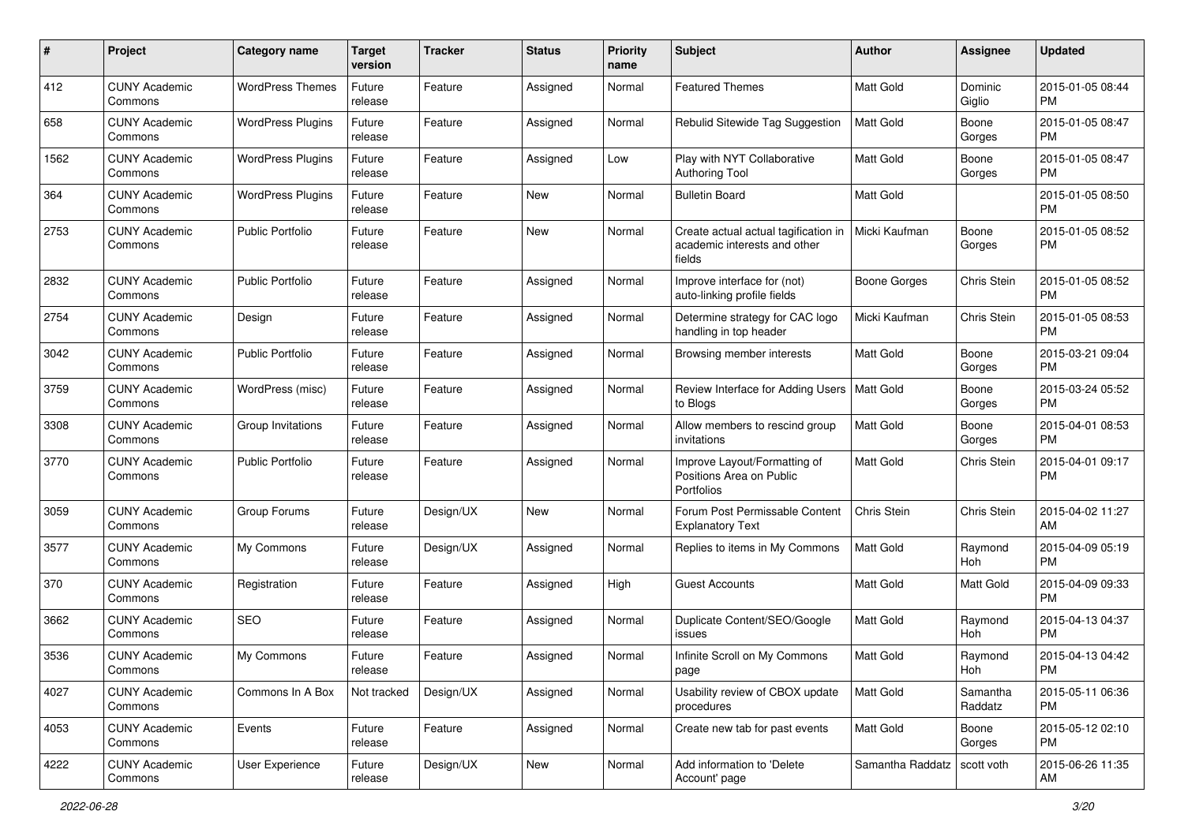| # | Project | Category name | Target version | Tracker | Status | Priority name | Subject | Author | Assignee | Updated |
|---|---|---|---|---|---|---|---|---|---|---|
| 412 | CUNY Academic Commons | WordPress Themes | Future release | Feature | Assigned | Normal | Featured Themes | Matt Gold | Dominic Giglio | 2015-01-05 08:44 PM |
| 658 | CUNY Academic Commons | WordPress Plugins | Future release | Feature | Assigned | Normal | Rebulid Sitewide Tag Suggestion | Matt Gold | Boone Gorges | 2015-01-05 08:47 PM |
| 1562 | CUNY Academic Commons | WordPress Plugins | Future release | Feature | Assigned | Low | Play with NYT Collaborative Authoring Tool | Matt Gold | Boone Gorges | 2015-01-05 08:47 PM |
| 364 | CUNY Academic Commons | WordPress Plugins | Future release | Feature | New | Normal | Bulletin Board | Matt Gold | | 2015-01-05 08:50 PM |
| 2753 | CUNY Academic Commons | Public Portfolio | Future release | Feature | New | Normal | Create actual actual tagification in academic interests and other fields | Micki Kaufman | Boone Gorges | 2015-01-05 08:52 PM |
| 2832 | CUNY Academic Commons | Public Portfolio | Future release | Feature | Assigned | Normal | Improve interface for (not) auto-linking profile fields | Boone Gorges | Chris Stein | 2015-01-05 08:52 PM |
| 2754 | CUNY Academic Commons | Design | Future release | Feature | Assigned | Normal | Determine strategy for CAC logo handling in top header | Micki Kaufman | Chris Stein | 2015-01-05 08:53 PM |
| 3042 | CUNY Academic Commons | Public Portfolio | Future release | Feature | Assigned | Normal | Browsing member interests | Matt Gold | Boone Gorges | 2015-03-21 09:04 PM |
| 3759 | CUNY Academic Commons | WordPress (misc) | Future release | Feature | Assigned | Normal | Review Interface for Adding Users to Blogs | Matt Gold | Boone Gorges | 2015-03-24 05:52 PM |
| 3308 | CUNY Academic Commons | Group Invitations | Future release | Feature | Assigned | Normal | Allow members to rescind group invitations | Matt Gold | Boone Gorges | 2015-04-01 08:53 PM |
| 3770 | CUNY Academic Commons | Public Portfolio | Future release | Feature | Assigned | Normal | Improve Layout/Formatting of Positions Area on Public Portfolios | Matt Gold | Chris Stein | 2015-04-01 09:17 PM |
| 3059 | CUNY Academic Commons | Group Forums | Future release | Design/UX | New | Normal | Forum Post Permissable Content Explanatory Text | Chris Stein | Chris Stein | 2015-04-02 11:27 AM |
| 3577 | CUNY Academic Commons | My Commons | Future release | Design/UX | Assigned | Normal | Replies to items in My Commons | Matt Gold | Raymond Hoh | 2015-04-09 05:19 PM |
| 370 | CUNY Academic Commons | Registration | Future release | Feature | Assigned | High | Guest Accounts | Matt Gold | Matt Gold | 2015-04-09 09:33 PM |
| 3662 | CUNY Academic Commons | SEO | Future release | Feature | Assigned | Normal | Duplicate Content/SEO/Google issues | Matt Gold | Raymond Hoh | 2015-04-13 04:37 PM |
| 3536 | CUNY Academic Commons | My Commons | Future release | Feature | Assigned | Normal | Infinite Scroll on My Commons page | Matt Gold | Raymond Hoh | 2015-04-13 04:42 PM |
| 4027 | CUNY Academic Commons | Commons In A Box | Not tracked | Design/UX | Assigned | Normal | Usability review of CBOX update procedures | Matt Gold | Samantha Raddatz | 2015-05-11 06:36 PM |
| 4053 | CUNY Academic Commons | Events | Future release | Feature | Assigned | Normal | Create new tab for past events | Matt Gold | Boone Gorges | 2015-05-12 02:10 PM |
| 4222 | CUNY Academic Commons | User Experience | Future release | Design/UX | New | Normal | Add information to 'Delete Account' page | Samantha Raddatz | scott voth | 2015-06-26 11:35 AM |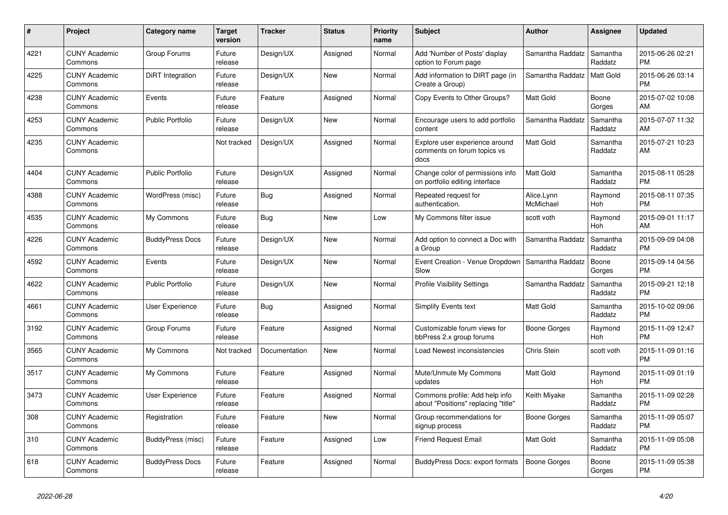| # | Project | Category name | Target version | Tracker | Status | Priority name | Subject | Author | Assignee | Updated |
|---|---|---|---|---|---|---|---|---|---|---|
| 4221 | CUNY Academic Commons | Group Forums | Future release | Design/UX | Assigned | Normal | Add 'Number of Posts' display option to Forum page | Samantha Raddatz | Samantha Raddatz | 2015-06-26 02:21 PM |
| 4225 | CUNY Academic Commons | DiRT Integration | Future release | Design/UX | New | Normal | Add information to DIRT page (in Create a Group) | Samantha Raddatz | Matt Gold | 2015-06-26 03:14 PM |
| 4238 | CUNY Academic Commons | Events | Future release | Feature | Assigned | Normal | Copy Events to Other Groups? | Matt Gold | Boone Gorges | 2015-07-02 10:08 AM |
| 4253 | CUNY Academic Commons | Public Portfolio | Future release | Design/UX | New | Normal | Encourage users to add portfolio content | Samantha Raddatz | Samantha Raddatz | 2015-07-07 11:32 AM |
| 4235 | CUNY Academic Commons | | Not tracked | Design/UX | Assigned | Normal | Explore user experience around comments on forum topics vs docs | Matt Gold | Samantha Raddatz | 2015-07-21 10:23 AM |
| 4404 | CUNY Academic Commons | Public Portfolio | Future release | Design/UX | Assigned | Normal | Change color of permissions info on portfolio editing interface | Matt Gold | Samantha Raddatz | 2015-08-11 05:28 PM |
| 4388 | CUNY Academic Commons | WordPress (misc) | Future release | Bug | Assigned | Normal | Repeated request for authentication. | Alice.Lynn McMichael | Raymond Hoh | 2015-08-11 07:35 PM |
| 4535 | CUNY Academic Commons | My Commons | Future release | Bug | New | Low | My Commons filter issue | scott voth | Raymond Hoh | 2015-09-01 11:17 AM |
| 4226 | CUNY Academic Commons | BuddyPress Docs | Future release | Design/UX | New | Normal | Add option to connect a Doc with a Group | Samantha Raddatz | Samantha Raddatz | 2015-09-09 04:08 PM |
| 4592 | CUNY Academic Commons | Events | Future release | Design/UX | New | Normal | Event Creation - Venue Dropdown Slow | Samantha Raddatz | Boone Gorges | 2015-09-14 04:56 PM |
| 4622 | CUNY Academic Commons | Public Portfolio | Future release | Design/UX | New | Normal | Profile Visibility Settings | Samantha Raddatz | Samantha Raddatz | 2015-09-21 12:18 PM |
| 4661 | CUNY Academic Commons | User Experience | Future release | Bug | Assigned | Normal | Simplify Events text | Matt Gold | Samantha Raddatz | 2015-10-02 09:06 PM |
| 3192 | CUNY Academic Commons | Group Forums | Future release | Feature | Assigned | Normal | Customizable forum views for bbPress 2.x group forums | Boone Gorges | Raymond Hoh | 2015-11-09 12:47 PM |
| 3565 | CUNY Academic Commons | My Commons | Not tracked | Documentation | New | Normal | Load Newest inconsistencies | Chris Stein | scott voth | 2015-11-09 01:16 PM |
| 3517 | CUNY Academic Commons | My Commons | Future release | Feature | Assigned | Normal | Mute/Unmute My Commons updates | Matt Gold | Raymond Hoh | 2015-11-09 01:19 PM |
| 3473 | CUNY Academic Commons | User Experience | Future release | Feature | Assigned | Normal | Commons profile: Add help info about "Positions" replacing "title" | Keith Miyake | Samantha Raddatz | 2015-11-09 02:28 PM |
| 308 | CUNY Academic Commons | Registration | Future release | Feature | New | Normal | Group recommendations for signup process | Boone Gorges | Samantha Raddatz | 2015-11-09 05:07 PM |
| 310 | CUNY Academic Commons | BuddyPress (misc) | Future release | Feature | Assigned | Low | Friend Request Email | Matt Gold | Samantha Raddatz | 2015-11-09 05:08 PM |
| 618 | CUNY Academic Commons | BuddyPress Docs | Future release | Feature | Assigned | Normal | BuddyPress Docs: export formats | Boone Gorges | Boone Gorges | 2015-11-09 05:38 PM |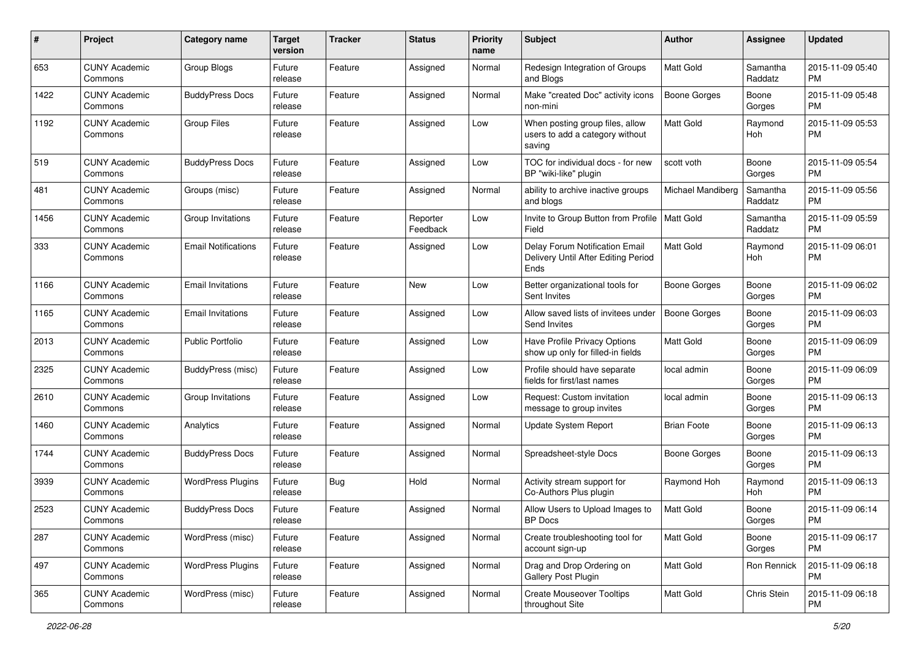| # | Project | Category name | Target version | Tracker | Status | Priority name | Subject | Author | Assignee | Updated |
|---|---|---|---|---|---|---|---|---|---|---|
| 653 | CUNY Academic Commons | Group Blogs | Future release | Feature | Assigned | Normal | Redesign Integration of Groups and Blogs | Matt Gold | Samantha Raddatz | 2015-11-09 05:40 PM |
| 1422 | CUNY Academic Commons | BuddyPress Docs | Future release | Feature | Assigned | Normal | Make "created Doc" activity icons non-mini | Boone Gorges | Boone Gorges | 2015-11-09 05:48 PM |
| 1192 | CUNY Academic Commons | Group Files | Future release | Feature | Assigned | Low | When posting group files, allow users to add a category without saving | Matt Gold | Raymond Hoh | 2015-11-09 05:53 PM |
| 519 | CUNY Academic Commons | BuddyPress Docs | Future release | Feature | Assigned | Low | TOC for individual docs - for new BP "wiki-like" plugin | scott voth | Boone Gorges | 2015-11-09 05:54 PM |
| 481 | CUNY Academic Commons | Groups (misc) | Future release | Feature | Assigned | Normal | ability to archive inactive groups and blogs | Michael Mandiberg | Samantha Raddatz | 2015-11-09 05:56 PM |
| 1456 | CUNY Academic Commons | Group Invitations | Future release | Feature | Reporter Feedback | Low | Invite to Group Button from Profile Field | Matt Gold | Samantha Raddatz | 2015-11-09 05:59 PM |
| 333 | CUNY Academic Commons | Email Notifications | Future release | Feature | Assigned | Low | Delay Forum Notification Email Delivery Until After Editing Period Ends | Matt Gold | Raymond Hoh | 2015-11-09 06:01 PM |
| 1166 | CUNY Academic Commons | Email Invitations | Future release | Feature | New | Low | Better organizational tools for Sent Invites | Boone Gorges | Boone Gorges | 2015-11-09 06:02 PM |
| 1165 | CUNY Academic Commons | Email Invitations | Future release | Feature | Assigned | Low | Allow saved lists of invitees under Send Invites | Boone Gorges | Boone Gorges | 2015-11-09 06:03 PM |
| 2013 | CUNY Academic Commons | Public Portfolio | Future release | Feature | Assigned | Low | Have Profile Privacy Options show up only for filled-in fields | Matt Gold | Boone Gorges | 2015-11-09 06:09 PM |
| 2325 | CUNY Academic Commons | BuddyPress (misc) | Future release | Feature | Assigned | Low | Profile should have separate fields for first/last names | local admin | Boone Gorges | 2015-11-09 06:09 PM |
| 2610 | CUNY Academic Commons | Group Invitations | Future release | Feature | Assigned | Low | Request: Custom invitation message to group invites | local admin | Boone Gorges | 2015-11-09 06:13 PM |
| 1460 | CUNY Academic Commons | Analytics | Future release | Feature | Assigned | Normal | Update System Report | Brian Foote | Boone Gorges | 2015-11-09 06:13 PM |
| 1744 | CUNY Academic Commons | BuddyPress Docs | Future release | Feature | Assigned | Normal | Spreadsheet-style Docs | Boone Gorges | Boone Gorges | 2015-11-09 06:13 PM |
| 3939 | CUNY Academic Commons | WordPress Plugins | Future release | Bug | Hold | Normal | Activity stream support for Co-Authors Plus plugin | Raymond Hoh | Raymond Hoh | 2015-11-09 06:13 PM |
| 2523 | CUNY Academic Commons | BuddyPress Docs | Future release | Feature | Assigned | Normal | Allow Users to Upload Images to BP Docs | Matt Gold | Boone Gorges | 2015-11-09 06:14 PM |
| 287 | CUNY Academic Commons | WordPress (misc) | Future release | Feature | Assigned | Normal | Create troubleshooting tool for account sign-up | Matt Gold | Boone Gorges | 2015-11-09 06:17 PM |
| 497 | CUNY Academic Commons | WordPress Plugins | Future release | Feature | Assigned | Normal | Drag and Drop Ordering on Gallery Post Plugin | Matt Gold | Ron Rennick | 2015-11-09 06:18 PM |
| 365 | CUNY Academic Commons | WordPress (misc) | Future release | Feature | Assigned | Normal | Create Mouseover Tooltips throughout Site | Matt Gold | Chris Stein | 2015-11-09 06:18 PM |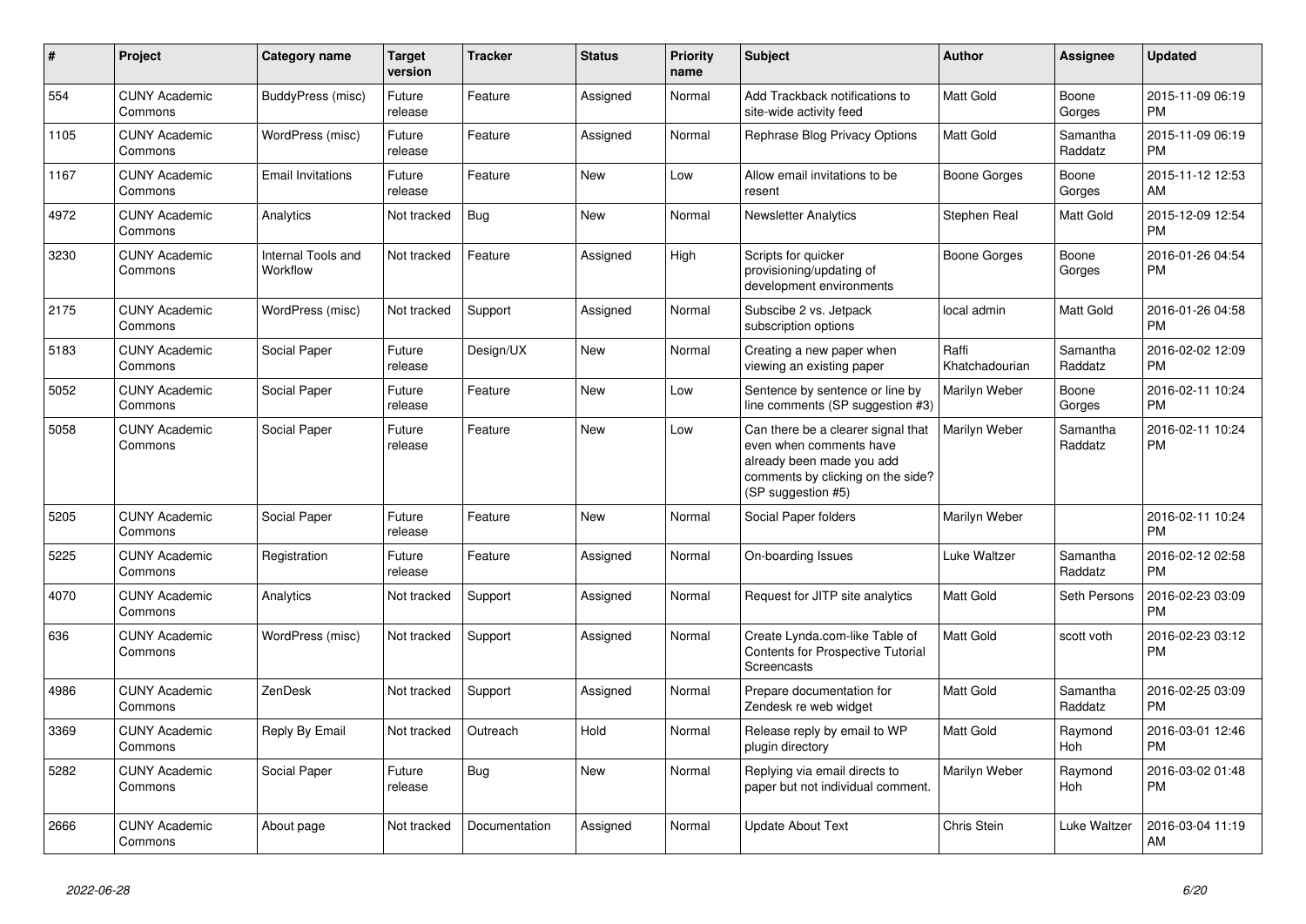| # | Project | Category name | Target version | Tracker | Status | Priority name | Subject | Author | Assignee | Updated |
|---|---|---|---|---|---|---|---|---|---|---|
| 554 | CUNY Academic Commons | BuddyPress (misc) | Future release | Feature | Assigned | Normal | Add Trackback notifications to site-wide activity feed | Matt Gold | Boone Gorges | 2015-11-09 06:19 PM |
| 1105 | CUNY Academic Commons | WordPress (misc) | Future release | Feature | Assigned | Normal | Rephrase Blog Privacy Options | Matt Gold | Samantha Raddatz | 2015-11-09 06:19 PM |
| 1167 | CUNY Academic Commons | Email Invitations | Future release | Feature | New | Low | Allow email invitations to be resent | Boone Gorges | Boone Gorges | 2015-11-12 12:53 AM |
| 4972 | CUNY Academic Commons | Analytics | Not tracked | Bug | New | Normal | Newsletter Analytics | Stephen Real | Matt Gold | 2015-12-09 12:54 PM |
| 3230 | CUNY Academic Commons | Internal Tools and Workflow | Not tracked | Feature | Assigned | High | Scripts for quicker provisioning/updating of development environments | Boone Gorges | Boone Gorges | 2016-01-26 04:54 PM |
| 2175 | CUNY Academic Commons | WordPress (misc) | Not tracked | Support | Assigned | Normal | Subscibe 2 vs. Jetpack subscription options | local admin | Matt Gold | 2016-01-26 04:58 PM |
| 5183 | CUNY Academic Commons | Social Paper | Future release | Design/UX | New | Normal | Creating a new paper when viewing an existing paper | Raffi Khatchadourian | Samantha Raddatz | 2016-02-02 12:09 PM |
| 5052 | CUNY Academic Commons | Social Paper | Future release | Feature | New | Low | Sentence by sentence or line by line comments (SP suggestion #3) | Marilyn Weber | Boone Gorges | 2016-02-11 10:24 PM |
| 5058 | CUNY Academic Commons | Social Paper | Future release | Feature | New | Low | Can there be a clearer signal that even when comments have already been made you add comments by clicking on the side? (SP suggestion #5) | Marilyn Weber | Samantha Raddatz | 2016-02-11 10:24 PM |
| 5205 | CUNY Academic Commons | Social Paper | Future release | Feature | New | Normal | Social Paper folders | Marilyn Weber | | 2016-02-11 10:24 PM |
| 5225 | CUNY Academic Commons | Registration | Future release | Feature | Assigned | Normal | On-boarding Issues | Luke Waltzer | Samantha Raddatz | 2016-02-12 02:58 PM |
| 4070 | CUNY Academic Commons | Analytics | Not tracked | Support | Assigned | Normal | Request for JITP site analytics | Matt Gold | Seth Persons | 2016-02-23 03:09 PM |
| 636 | CUNY Academic Commons | WordPress (misc) | Not tracked | Support | Assigned | Normal | Create Lynda.com-like Table of Contents for Prospective Tutorial Screencasts | Matt Gold | scott voth | 2016-02-23 03:12 PM |
| 4986 | CUNY Academic Commons | ZenDesk | Not tracked | Support | Assigned | Normal | Prepare documentation for Zendesk re web widget | Matt Gold | Samantha Raddatz | 2016-02-25 03:09 PM |
| 3369 | CUNY Academic Commons | Reply By Email | Not tracked | Outreach | Hold | Normal | Release reply by email to WP plugin directory | Matt Gold | Raymond Hoh | 2016-03-01 12:46 PM |
| 5282 | CUNY Academic Commons | Social Paper | Future release | Bug | New | Normal | Replying via email directs to paper but not individual comment. | Marilyn Weber | Raymond Hoh | 2016-03-02 01:48 PM |
| 2666 | CUNY Academic Commons | About page | Not tracked | Documentation | Assigned | Normal | Update About Text | Chris Stein | Luke Waltzer | 2016-03-04 11:19 AM |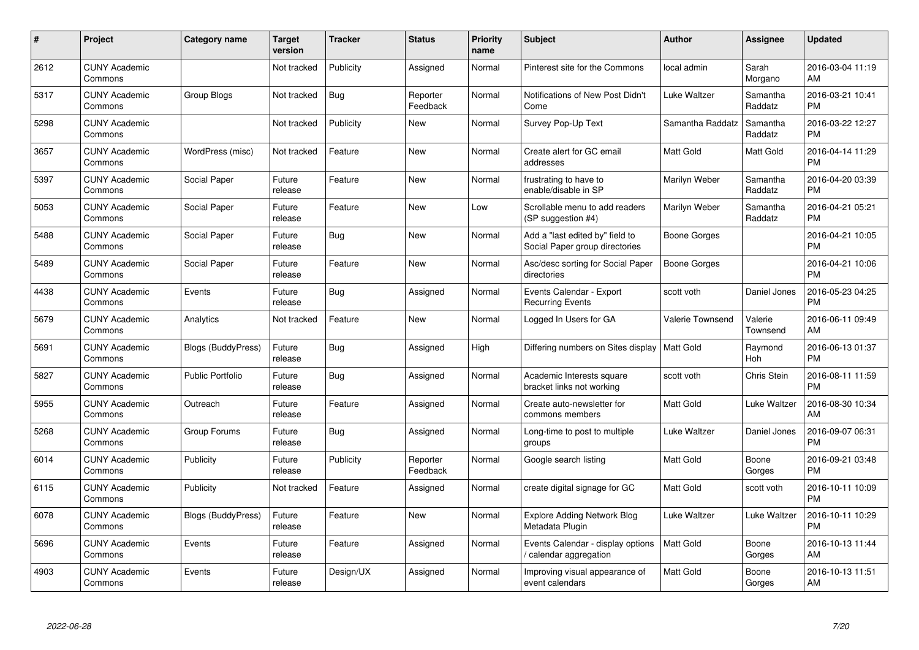| # | Project | Category name | Target version | Tracker | Status | Priority name | Subject | Author | Assignee | Updated |
|---|---|---|---|---|---|---|---|---|---|---|
| 2612 | CUNY Academic Commons | | Not tracked | Publicity | Assigned | Normal | Pinterest site for the Commons | local admin | Sarah Morgano | 2016-03-04 11:19 AM |
| 5317 | CUNY Academic Commons | Group Blogs | Not tracked | Bug | Reporter Feedback | Normal | Notifications of New Post Didn't Come | Luke Waltzer | Samantha Raddatz | 2016-03-21 10:41 PM |
| 5298 | CUNY Academic Commons | | Not tracked | Publicity | New | Normal | Survey Pop-Up Text | Samantha Raddatz | Samantha Raddatz | 2016-03-22 12:27 PM |
| 3657 | CUNY Academic Commons | WordPress (misc) | Not tracked | Feature | New | Normal | Create alert for GC email addresses | Matt Gold | Matt Gold | 2016-04-14 11:29 PM |
| 5397 | CUNY Academic Commons | Social Paper | Future release | Feature | New | Normal | frustrating to have to enable/disable in SP | Marilyn Weber | Samantha Raddatz | 2016-04-20 03:39 PM |
| 5053 | CUNY Academic Commons | Social Paper | Future release | Feature | New | Low | Scrollable menu to add readers (SP suggestion #4) | Marilyn Weber | Samantha Raddatz | 2016-04-21 05:21 PM |
| 5488 | CUNY Academic Commons | Social Paper | Future release | Bug | New | Normal | Add a "last edited by" field to Social Paper group directories | Boone Gorges | | 2016-04-21 10:05 PM |
| 5489 | CUNY Academic Commons | Social Paper | Future release | Feature | New | Normal | Asc/desc sorting for Social Paper directories | Boone Gorges | | 2016-04-21 10:06 PM |
| 4438 | CUNY Academic Commons | Events | Future release | Bug | Assigned | Normal | Events Calendar - Export Recurring Events | scott voth | Daniel Jones | 2016-05-23 04:25 PM |
| 5679 | CUNY Academic Commons | Analytics | Not tracked | Feature | New | Normal | Logged In Users for GA | Valerie Townsend | Valerie Townsend | 2016-06-11 09:49 AM |
| 5691 | CUNY Academic Commons | Blogs (BuddyPress) | Future release | Bug | Assigned | High | Differing numbers on Sites display | Matt Gold | Raymond Hoh | 2016-06-13 01:37 PM |
| 5827 | CUNY Academic Commons | Public Portfolio | Future release | Bug | Assigned | Normal | Academic Interests square bracket links not working | scott voth | Chris Stein | 2016-08-11 11:59 PM |
| 5955 | CUNY Academic Commons | Outreach | Future release | Feature | Assigned | Normal | Create auto-newsletter for commons members | Matt Gold | Luke Waltzer | 2016-08-30 10:34 AM |
| 5268 | CUNY Academic Commons | Group Forums | Future release | Bug | Assigned | Normal | Long-time to post to multiple groups | Luke Waltzer | Daniel Jones | 2016-09-07 06:31 PM |
| 6014 | CUNY Academic Commons | Publicity | Future release | Publicity | Reporter Feedback | Normal | Google search listing | Matt Gold | Boone Gorges | 2016-09-21 03:48 PM |
| 6115 | CUNY Academic Commons | Publicity | Not tracked | Feature | Assigned | Normal | create digital signage for GC | Matt Gold | scott voth | 2016-10-11 10:09 PM |
| 6078 | CUNY Academic Commons | Blogs (BuddyPress) | Future release | Feature | New | Normal | Explore Adding Network Blog Metadata Plugin | Luke Waltzer | Luke Waltzer | 2016-10-11 10:29 PM |
| 5696 | CUNY Academic Commons | Events | Future release | Feature | Assigned | Normal | Events Calendar - display options / calendar aggregation | Matt Gold | Boone Gorges | 2016-10-13 11:44 AM |
| 4903 | CUNY Academic Commons | Events | Future release | Design/UX | Assigned | Normal | Improving visual appearance of event calendars | Matt Gold | Boone Gorges | 2016-10-13 11:51 AM |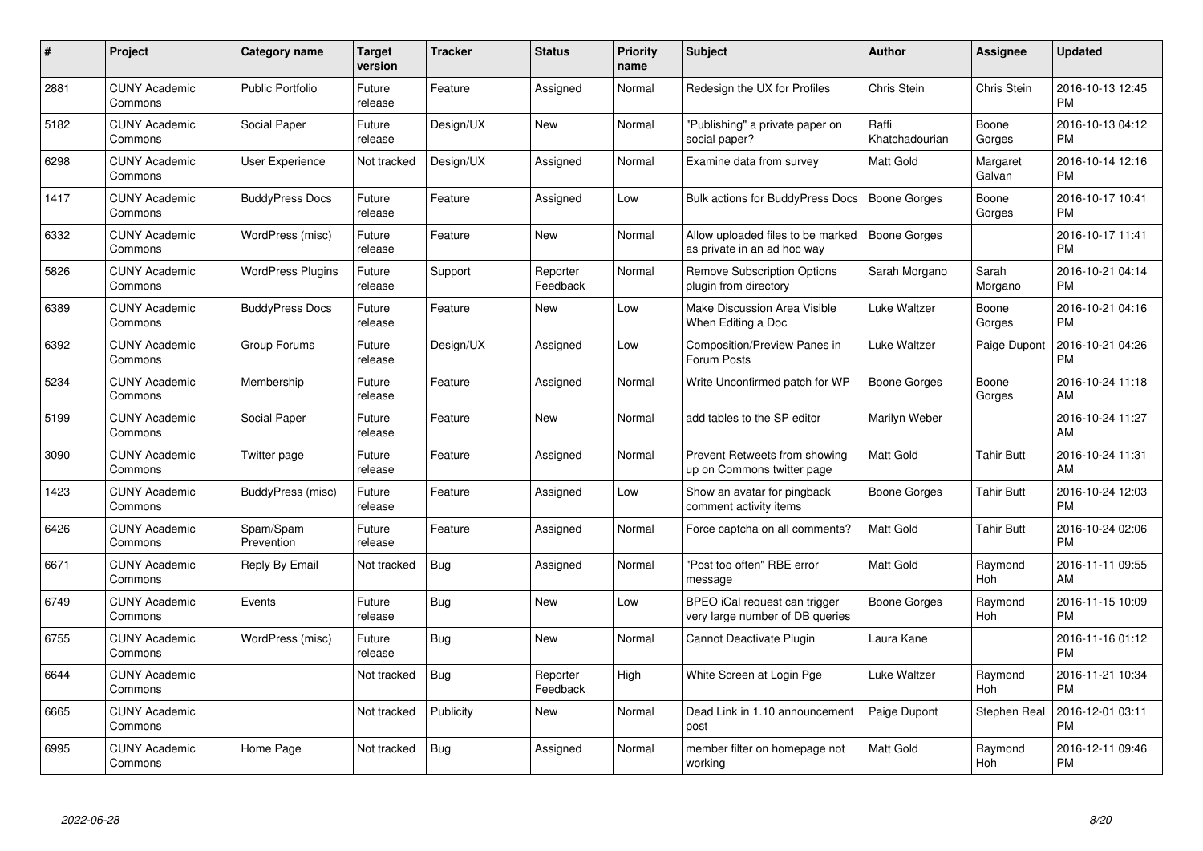| # | Project | Category name | Target version | Tracker | Status | Priority name | Subject | Author | Assignee | Updated |
|---|---|---|---|---|---|---|---|---|---|---|
| 2881 | CUNY Academic Commons | Public Portfolio | Future release | Feature | Assigned | Normal | Redesign the UX for Profiles | Chris Stein | Chris Stein | 2016-10-13 12:45 PM |
| 5182 | CUNY Academic Commons | Social Paper | Future release | Design/UX | New | Normal | "Publishing" a private paper on social paper? | Raffi Khatchadourian | Boone Gorges | 2016-10-13 04:12 PM |
| 6298 | CUNY Academic Commons | User Experience | Not tracked | Design/UX | Assigned | Normal | Examine data from survey | Matt Gold | Margaret Galvan | 2016-10-14 12:16 PM |
| 1417 | CUNY Academic Commons | BuddyPress Docs | Future release | Feature | Assigned | Low | Bulk actions for BuddyPress Docs | Boone Gorges | Boone Gorges | 2016-10-17 10:41 PM |
| 6332 | CUNY Academic Commons | WordPress (misc) | Future release | Feature | New | Normal | Allow uploaded files to be marked as private in an ad hoc way | Boone Gorges | | 2016-10-17 11:41 PM |
| 5826 | CUNY Academic Commons | WordPress Plugins | Future release | Support | Reporter Feedback | Normal | Remove Subscription Options plugin from directory | Sarah Morgano | Sarah Morgano | 2016-10-21 04:14 PM |
| 6389 | CUNY Academic Commons | BuddyPress Docs | Future release | Feature | New | Low | Make Discussion Area Visible When Editing a Doc | Luke Waltzer | Boone Gorges | 2016-10-21 04:16 PM |
| 6392 | CUNY Academic Commons | Group Forums | Future release | Design/UX | Assigned | Low | Composition/Preview Panes in Forum Posts | Luke Waltzer | Paige Dupont | 2016-10-21 04:26 PM |
| 5234 | CUNY Academic Commons | Membership | Future release | Feature | Assigned | Normal | Write Unconfirmed patch for WP | Boone Gorges | Boone Gorges | 2016-10-24 11:18 AM |
| 5199 | CUNY Academic Commons | Social Paper | Future release | Feature | New | Normal | add tables to the SP editor | Marilyn Weber | | 2016-10-24 11:27 AM |
| 3090 | CUNY Academic Commons | Twitter page | Future release | Feature | Assigned | Normal | Prevent Retweets from showing up on Commons twitter page | Matt Gold | Tahir Butt | 2016-10-24 11:31 AM |
| 1423 | CUNY Academic Commons | BuddyPress (misc) | Future release | Feature | Assigned | Low | Show an avatar for pingback comment activity items | Boone Gorges | Tahir Butt | 2016-10-24 12:03 PM |
| 6426 | CUNY Academic Commons | Spam/Spam Prevention | Future release | Feature | Assigned | Normal | Force captcha on all comments? | Matt Gold | Tahir Butt | 2016-10-24 02:06 PM |
| 6671 | CUNY Academic Commons | Reply By Email | Not tracked | Bug | Assigned | Normal | "Post too often" RBE error message | Matt Gold | Raymond Hoh | 2016-11-11 09:55 AM |
| 6749 | CUNY Academic Commons | Events | Future release | Bug | New | Low | BPEO iCal request can trigger very large number of DB queries | Boone Gorges | Raymond Hoh | 2016-11-15 10:09 PM |
| 6755 | CUNY Academic Commons | WordPress (misc) | Future release | Bug | New | Normal | Cannot Deactivate Plugin | Laura Kane | | 2016-11-16 01:12 PM |
| 6644 | CUNY Academic Commons | | Not tracked | Bug | Reporter Feedback | High | White Screen at Login Pge | Luke Waltzer | Raymond Hoh | 2016-11-21 10:34 PM |
| 6665 | CUNY Academic Commons | | Not tracked | Publicity | New | Normal | Dead Link in 1.10 announcement post | Paige Dupont | Stephen Real | 2016-12-01 03:11 PM |
| 6995 | CUNY Academic Commons | Home Page | Not tracked | Bug | Assigned | Normal | member filter on homepage not working | Matt Gold | Raymond Hoh | 2016-12-11 09:46 PM |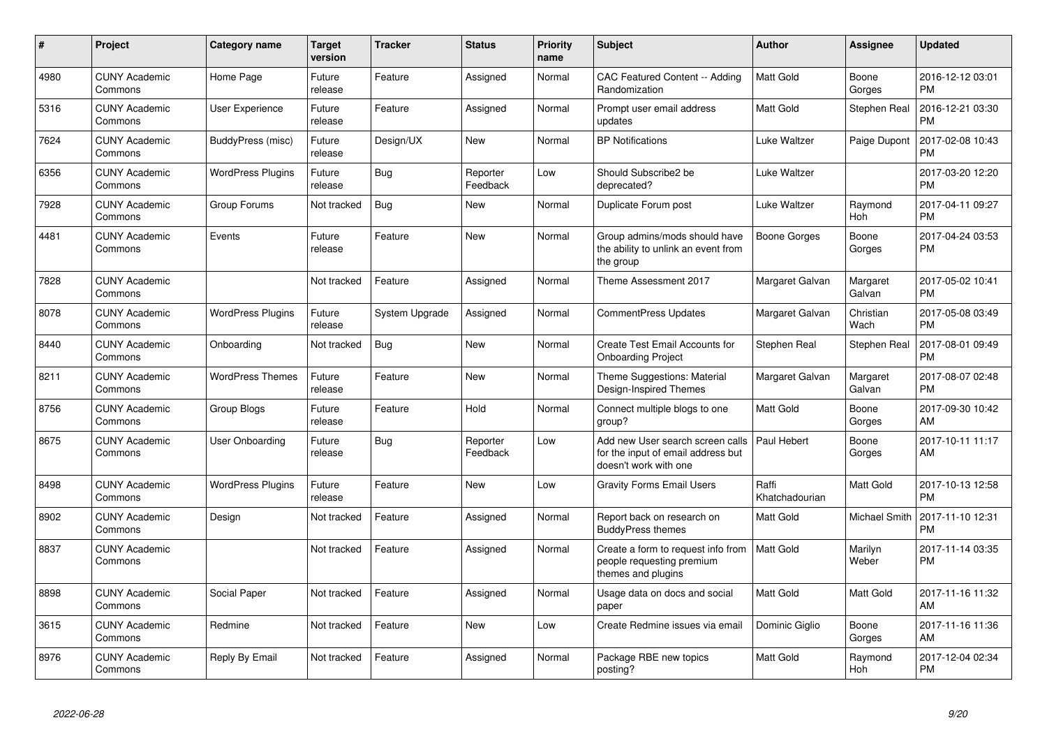| # | Project | Category name | Target version | Tracker | Status | Priority name | Subject | Author | Assignee | Updated |
|---|---|---|---|---|---|---|---|---|---|---|
| 4980 | CUNY Academic Commons | Home Page | Future release | Feature | Assigned | Normal | CAC Featured Content -- Adding Randomization | Matt Gold | Boone Gorges | 2016-12-12 03:01 PM |
| 5316 | CUNY Academic Commons | User Experience | Future release | Feature | Assigned | Normal | Prompt user email address updates | Matt Gold | Stephen Real | 2016-12-21 03:30 PM |
| 7624 | CUNY Academic Commons | BuddyPress (misc) | Future release | Design/UX | New | Normal | BP Notifications | Luke Waltzer | Paige Dupont | 2017-02-08 10:43 PM |
| 6356 | CUNY Academic Commons | WordPress Plugins | Future release | Bug | Reporter Feedback | Low | Should Subscribe2 be deprecated? | Luke Waltzer | | 2017-03-20 12:20 PM |
| 7928 | CUNY Academic Commons | Group Forums | Not tracked | Bug | New | Normal | Duplicate Forum post | Luke Waltzer | Raymond Hoh | 2017-04-11 09:27 PM |
| 4481 | CUNY Academic Commons | Events | Future release | Feature | New | Normal | Group admins/mods should have the ability to unlink an event from the group | Boone Gorges | Boone Gorges | 2017-04-24 03:53 PM |
| 7828 | CUNY Academic Commons | | Not tracked | Feature | Assigned | Normal | Theme Assessment 2017 | Margaret Galvan | Margaret Galvan | 2017-05-02 10:41 PM |
| 8078 | CUNY Academic Commons | WordPress Plugins | Future release | System Upgrade | Assigned | Normal | CommentPress Updates | Margaret Galvan | Christian Wach | 2017-05-08 03:49 PM |
| 8440 | CUNY Academic Commons | Onboarding | Not tracked | Bug | New | Normal | Create Test Email Accounts for Onboarding Project | Stephen Real | Stephen Real | 2017-08-01 09:49 PM |
| 8211 | CUNY Academic Commons | WordPress Themes | Future release | Feature | New | Normal | Theme Suggestions: Material Design-Inspired Themes | Margaret Galvan | Margaret Galvan | 2017-08-07 02:48 PM |
| 8756 | CUNY Academic Commons | Group Blogs | Future release | Feature | Hold | Normal | Connect multiple blogs to one group? | Matt Gold | Boone Gorges | 2017-09-30 10:42 AM |
| 8675 | CUNY Academic Commons | User Onboarding | Future release | Bug | Reporter Feedback | Low | Add new User search screen calls for the input of email address but doesn't work with one | Paul Hebert | Boone Gorges | 2017-10-11 11:17 AM |
| 8498 | CUNY Academic Commons | WordPress Plugins | Future release | Feature | New | Low | Gravity Forms Email Users | Raffi Khatchadourian | Matt Gold | 2017-10-13 12:58 PM |
| 8902 | CUNY Academic Commons | Design | Not tracked | Feature | Assigned | Normal | Report back on research on BuddyPress themes | Matt Gold | Michael Smith | 2017-11-10 12:31 PM |
| 8837 | CUNY Academic Commons | | Not tracked | Feature | Assigned | Normal | Create a form to request info from people requesting premium themes and plugins | Matt Gold | Marilyn Weber | 2017-11-14 03:35 PM |
| 8898 | CUNY Academic Commons | Social Paper | Not tracked | Feature | Assigned | Normal | Usage data on docs and social paper | Matt Gold | Matt Gold | 2017-11-16 11:32 AM |
| 3615 | CUNY Academic Commons | Redmine | Not tracked | Feature | New | Low | Create Redmine issues via email | Dominic Giglio | Boone Gorges | 2017-11-16 11:36 AM |
| 8976 | CUNY Academic Commons | Reply By Email | Not tracked | Feature | Assigned | Normal | Package RBE new topics posting? | Matt Gold | Raymond Hoh | 2017-12-04 02:34 PM |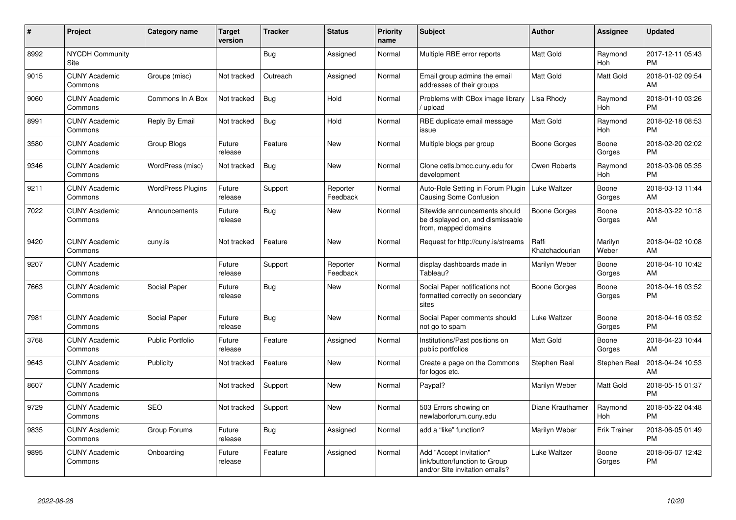| # | Project | Category name | Target version | Tracker | Status | Priority name | Subject | Author | Assignee | Updated |
|---|---|---|---|---|---|---|---|---|---|---|
| 8992 | NYCDH Community Site | | | Bug | Assigned | Normal | Multiple RBE error reports | Matt Gold | Raymond Hoh | 2017-12-11 05:43 PM |
| 9015 | CUNY Academic Commons | Groups (misc) | Not tracked | Outreach | Assigned | Normal | Email group admins the email addresses of their groups | Matt Gold | Matt Gold | 2018-01-02 09:54 AM |
| 9060 | CUNY Academic Commons | Commons In A Box | Not tracked | Bug | Hold | Normal | Problems with CBox image library / upload | Lisa Rhody | Raymond Hoh | 2018-01-10 03:26 PM |
| 8991 | CUNY Academic Commons | Reply By Email | Not tracked | Bug | Hold | Normal | RBE duplicate email message issue | Matt Gold | Raymond Hoh | 2018-02-18 08:53 PM |
| 3580 | CUNY Academic Commons | Group Blogs | Future release | Feature | New | Normal | Multiple blogs per group | Boone Gorges | Boone Gorges | 2018-02-20 02:02 PM |
| 9346 | CUNY Academic Commons | WordPress (misc) | Not tracked | Bug | New | Normal | Clone cetls.bmcc.cuny.edu for development | Owen Roberts | Raymond Hoh | 2018-03-06 05:35 PM |
| 9211 | CUNY Academic Commons | WordPress Plugins | Future release | Support | Reporter Feedback | Normal | Auto-Role Setting in Forum Plugin Causing Some Confusion | Luke Waltzer | Boone Gorges | 2018-03-13 11:44 AM |
| 7022 | CUNY Academic Commons | Announcements | Future release | Bug | New | Normal | Sitewide announcements should be displayed on, and dismissable from, mapped domains | Boone Gorges | Boone Gorges | 2018-03-22 10:18 AM |
| 9420 | CUNY Academic Commons | cuny.is | Not tracked | Feature | New | Normal | Request for http://cuny.is/streams | Raffi Khatchadourian | Marilyn Weber | 2018-04-02 10:08 AM |
| 9207 | CUNY Academic Commons | | Future release | Support | Reporter Feedback | Normal | display dashboards made in Tableau? | Marilyn Weber | Boone Gorges | 2018-04-10 10:42 AM |
| 7663 | CUNY Academic Commons | Social Paper | Future release | Bug | New | Normal | Social Paper notifications not formatted correctly on secondary sites | Boone Gorges | Boone Gorges | 2018-04-16 03:52 PM |
| 7981 | CUNY Academic Commons | Social Paper | Future release | Bug | New | Normal | Social Paper comments should not go to spam | Luke Waltzer | Boone Gorges | 2018-04-16 03:52 PM |
| 3768 | CUNY Academic Commons | Public Portfolio | Future release | Feature | Assigned | Normal | Institutions/Past positions on public portfolios | Matt Gold | Boone Gorges | 2018-04-23 10:44 AM |
| 9643 | CUNY Academic Commons | Publicity | Not tracked | Feature | New | Normal | Create a page on the Commons for logos etc. | Stephen Real | Stephen Real | 2018-04-24 10:53 AM |
| 8607 | CUNY Academic Commons | | Not tracked | Support | New | Normal | Paypal? | Marilyn Weber | Matt Gold | 2018-05-15 01:37 PM |
| 9729 | CUNY Academic Commons | SEO | Not tracked | Support | New | Normal | 503 Errors showing on newlaborforum.cuny.edu | Diane Krauthamer | Raymond Hoh | 2018-05-22 04:48 PM |
| 9835 | CUNY Academic Commons | Group Forums | Future release | Bug | Assigned | Normal | add a "like" function? | Marilyn Weber | Erik Trainer | 2018-06-05 01:49 PM |
| 9895 | CUNY Academic Commons | Onboarding | Future release | Feature | Assigned | Normal | Add "Accept Invitation" link/button/function to Group and/or Site invitation emails? | Luke Waltzer | Boone Gorges | 2018-06-07 12:42 PM |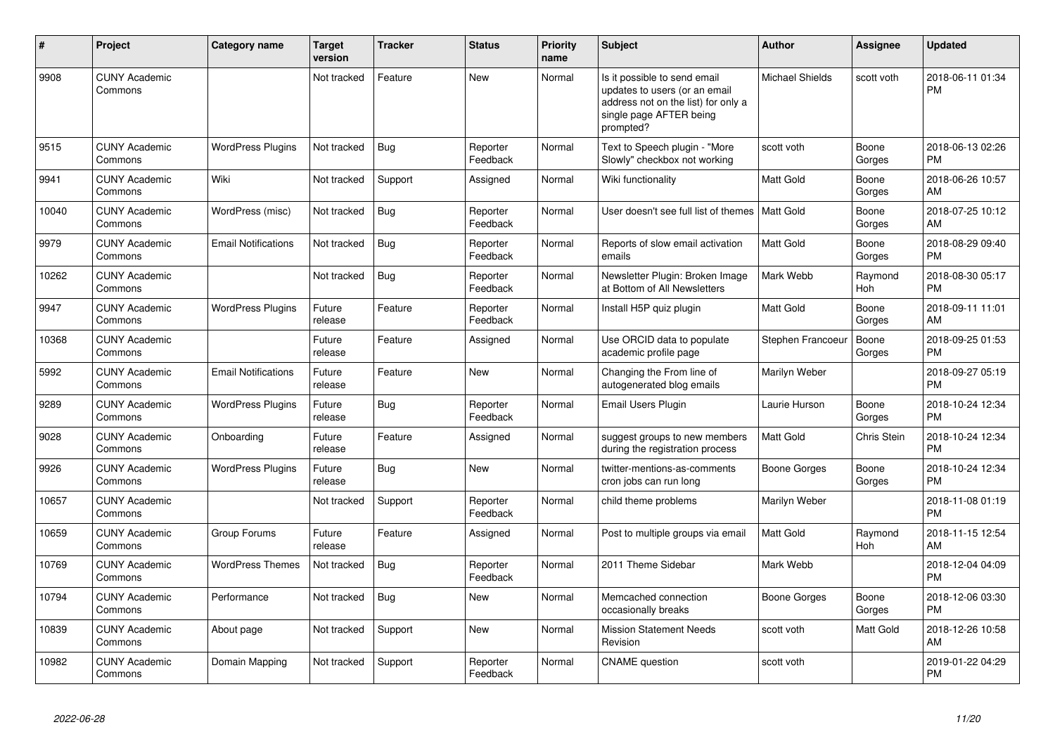| # | Project | Category name | Target version | Tracker | Status | Priority name | Subject | Author | Assignee | Updated |
|---|---|---|---|---|---|---|---|---|---|---|
| 9908 | CUNY Academic Commons | | Not tracked | Feature | New | Normal | Is it possible to send email updates to users (or an email address not on the list) for only a single page AFTER being prompted? | Michael Shields | scott voth | 2018-06-11 01:34 PM |
| 9515 | CUNY Academic Commons | WordPress Plugins | Not tracked | Bug | Reporter Feedback | Normal | Text to Speech plugin - "More Slowly" checkbox not working | scott voth | Boone Gorges | 2018-06-13 02:26 PM |
| 9941 | CUNY Academic Commons | Wiki | Not tracked | Support | Assigned | Normal | Wiki functionality | Matt Gold | Boone Gorges | 2018-06-26 10:57 AM |
| 10040 | CUNY Academic Commons | WordPress (misc) | Not tracked | Bug | Reporter Feedback | Normal | User doesn't see full list of themes | Matt Gold | Boone Gorges | 2018-07-25 10:12 AM |
| 9979 | CUNY Academic Commons | Email Notifications | Not tracked | Bug | Reporter Feedback | Normal | Reports of slow email activation emails | Matt Gold | Boone Gorges | 2018-08-29 09:40 PM |
| 10262 | CUNY Academic Commons | | Not tracked | Bug | Reporter Feedback | Normal | Newsletter Plugin: Broken Image at Bottom of All Newsletters | Mark Webb | Raymond Hoh | 2018-08-30 05:17 PM |
| 9947 | CUNY Academic Commons | WordPress Plugins | Future release | Feature | Reporter Feedback | Normal | Install H5P quiz plugin | Matt Gold | Boone Gorges | 2018-09-11 11:01 AM |
| 10368 | CUNY Academic Commons | | Future release | Feature | Assigned | Normal | Use ORCID data to populate academic profile page | Stephen Francoeur | Boone Gorges | 2018-09-25 01:53 PM |
| 5992 | CUNY Academic Commons | Email Notifications | Future release | Feature | New | Normal | Changing the From line of autogenerated blog emails | Marilyn Weber | | 2018-09-27 05:19 PM |
| 9289 | CUNY Academic Commons | WordPress Plugins | Future release | Bug | Reporter Feedback | Normal | Email Users Plugin | Laurie Hurson | Boone Gorges | 2018-10-24 12:34 PM |
| 9028 | CUNY Academic Commons | Onboarding | Future release | Feature | Assigned | Normal | suggest groups to new members during the registration process | Matt Gold | Chris Stein | 2018-10-24 12:34 PM |
| 9926 | CUNY Academic Commons | WordPress Plugins | Future release | Bug | New | Normal | twitter-mentions-as-comments cron jobs can run long | Boone Gorges | Boone Gorges | 2018-10-24 12:34 PM |
| 10657 | CUNY Academic Commons | | Not tracked | Support | Reporter Feedback | Normal | child theme problems | Marilyn Weber | | 2018-11-08 01:19 PM |
| 10659 | CUNY Academic Commons | Group Forums | Future release | Feature | Assigned | Normal | Post to multiple groups via email | Matt Gold | Raymond Hoh | 2018-11-15 12:54 AM |
| 10769 | CUNY Academic Commons | WordPress Themes | Not tracked | Bug | Reporter Feedback | Normal | 2011 Theme Sidebar | Mark Webb | | 2018-12-04 04:09 PM |
| 10794 | CUNY Academic Commons | Performance | Not tracked | Bug | New | Normal | Memcached connection occasionally breaks | Boone Gorges | Boone Gorges | 2018-12-06 03:30 PM |
| 10839 | CUNY Academic Commons | About page | Not tracked | Support | New | Normal | Mission Statement Needs Revision | scott voth | Matt Gold | 2018-12-26 10:58 AM |
| 10982 | CUNY Academic Commons | Domain Mapping | Not tracked | Support | Reporter Feedback | Normal | CNAME question | scott voth | | 2019-01-22 04:29 PM |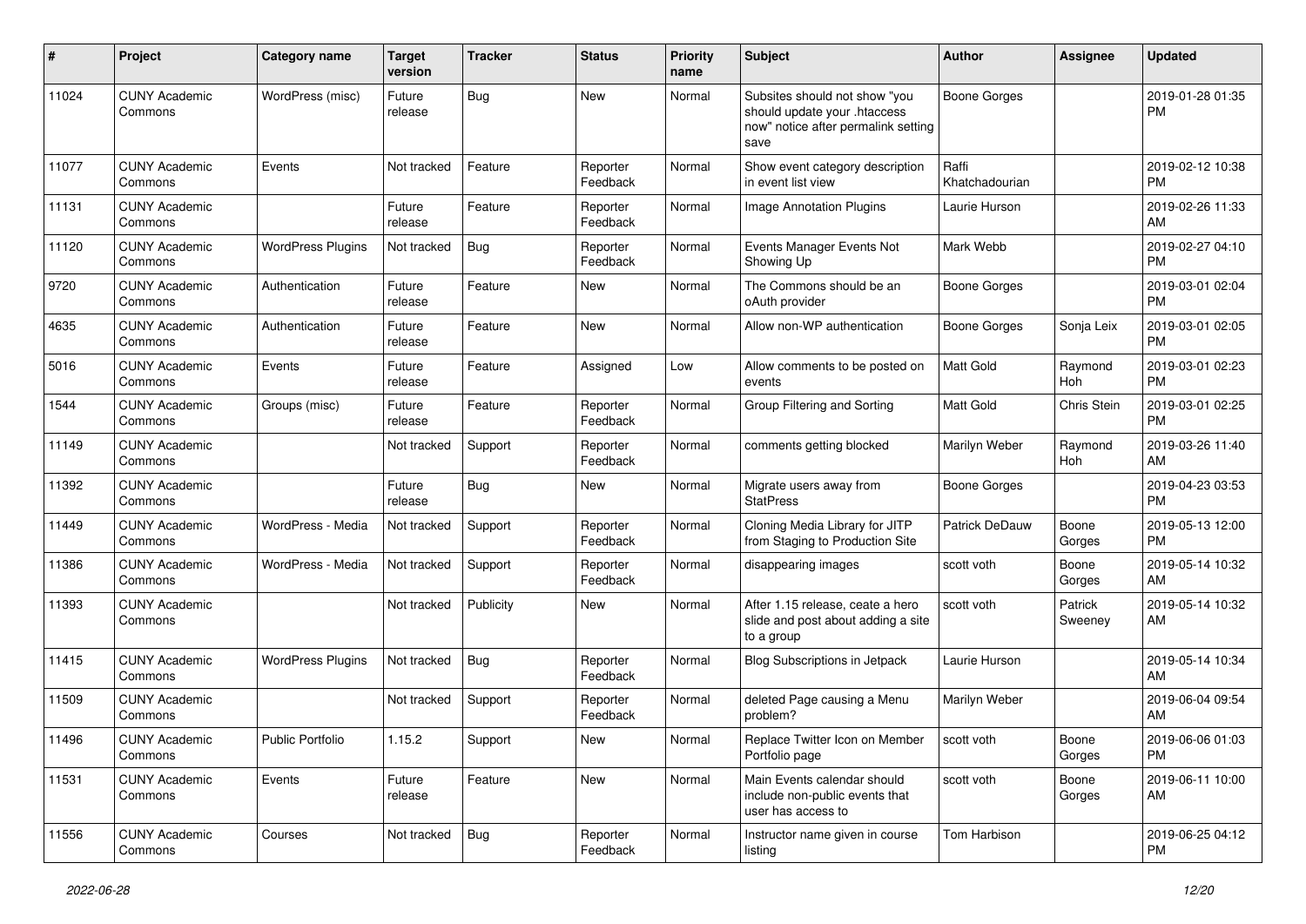| # | Project | Category name | Target version | Tracker | Status | Priority name | Subject | Author | Assignee | Updated |
|---|---|---|---|---|---|---|---|---|---|---|
| 11024 | CUNY Academic Commons | WordPress (misc) | Future release | Bug | New | Normal | Subsites should not show "you should update your .htaccess now" notice after permalink setting save | Boone Gorges | | 2019-01-28 01:35 PM |
| 11077 | CUNY Academic Commons | Events | Not tracked | Feature | Reporter Feedback | Normal | Show event category description in event list view | Raffi Khatchadourian | | 2019-02-12 10:38 PM |
| 11131 | CUNY Academic Commons | | Future release | Feature | Reporter Feedback | Normal | Image Annotation Plugins | Laurie Hurson | | 2019-02-26 11:33 AM |
| 11120 | CUNY Academic Commons | WordPress Plugins | Not tracked | Bug | Reporter Feedback | Normal | Events Manager Events Not Showing Up | Mark Webb | | 2019-02-27 04:10 PM |
| 9720 | CUNY Academic Commons | Authentication | Future release | Feature | New | Normal | The Commons should be an oAuth provider | Boone Gorges | | 2019-03-01 02:04 PM |
| 4635 | CUNY Academic Commons | Authentication | Future release | Feature | New | Normal | Allow non-WP authentication | Boone Gorges | Sonja Leix | 2019-03-01 02:05 PM |
| 5016 | CUNY Academic Commons | Events | Future release | Feature | Assigned | Low | Allow comments to be posted on events | Matt Gold | Raymond Hoh | 2019-03-01 02:23 PM |
| 1544 | CUNY Academic Commons | Groups (misc) | Future release | Feature | Reporter Feedback | Normal | Group Filtering and Sorting | Matt Gold | Chris Stein | 2019-03-01 02:25 PM |
| 11149 | CUNY Academic Commons | | Not tracked | Support | Reporter Feedback | Normal | comments getting blocked | Marilyn Weber | Raymond Hoh | 2019-03-26 11:40 AM |
| 11392 | CUNY Academic Commons | | Future release | Bug | New | Normal | Migrate users away from StatPress | Boone Gorges | | 2019-04-23 03:53 PM |
| 11449 | CUNY Academic Commons | WordPress - Media | Not tracked | Support | Reporter Feedback | Normal | Cloning Media Library for JITP from Staging to Production Site | Patrick DeDauw | Boone Gorges | 2019-05-13 12:00 PM |
| 11386 | CUNY Academic Commons | WordPress - Media | Not tracked | Support | Reporter Feedback | Normal | disappearing images | scott voth | Boone Gorges | 2019-05-14 10:32 AM |
| 11393 | CUNY Academic Commons | | Not tracked | Publicity | New | Normal | After 1.15 release, ceate a hero slide and post about adding a site to a group | scott voth | Patrick Sweeney | 2019-05-14 10:32 AM |
| 11415 | CUNY Academic Commons | WordPress Plugins | Not tracked | Bug | Reporter Feedback | Normal | Blog Subscriptions in Jetpack | Laurie Hurson | | 2019-05-14 10:34 AM |
| 11509 | CUNY Academic Commons | | Not tracked | Support | Reporter Feedback | Normal | deleted Page causing a Menu problem? | Marilyn Weber | | 2019-06-04 09:54 AM |
| 11496 | CUNY Academic Commons | Public Portfolio | 1.15.2 | Support | New | Normal | Replace Twitter Icon on Member Portfolio page | scott voth | Boone Gorges | 2019-06-06 01:03 PM |
| 11531 | CUNY Academic Commons | Events | Future release | Feature | New | Normal | Main Events calendar should include non-public events that user has access to | scott voth | Boone Gorges | 2019-06-11 10:00 AM |
| 11556 | CUNY Academic Commons | Courses | Not tracked | Bug | Reporter Feedback | Normal | Instructor name given in course listing | Tom Harbison | | 2019-06-25 04:12 PM |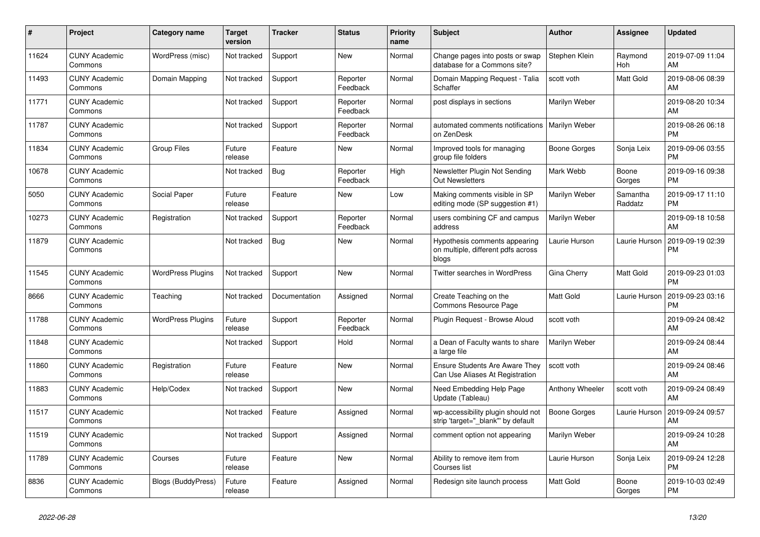| # | Project | Category name | Target version | Tracker | Status | Priority name | Subject | Author | Assignee | Updated |
|---|---|---|---|---|---|---|---|---|---|---|
| 11624 | CUNY Academic Commons | WordPress (misc) | Not tracked | Support | New | Normal | Change pages into posts or swap database for a Commons site? | Stephen Klein | Raymond Hoh | 2019-07-09 11:04 AM |
| 11493 | CUNY Academic Commons | Domain Mapping | Not tracked | Support | Reporter Feedback | Normal | Domain Mapping Request - Talia Schaffer | scott voth | Matt Gold | 2019-08-06 08:39 AM |
| 11771 | CUNY Academic Commons | | Not tracked | Support | Reporter Feedback | Normal | post displays in sections | Marilyn Weber | | 2019-08-20 10:34 AM |
| 11787 | CUNY Academic Commons | | Not tracked | Support | Reporter Feedback | Normal | automated comments notifications on ZenDesk | Marilyn Weber | | 2019-08-26 06:18 PM |
| 11834 | CUNY Academic Commons | Group Files | Future release | Feature | New | Normal | Improved tools for managing group file folders | Boone Gorges | Sonja Leix | 2019-09-06 03:55 PM |
| 10678 | CUNY Academic Commons | | Not tracked | Bug | Reporter Feedback | High | Newsletter Plugin Not Sending Out Newsletters | Mark Webb | Boone Gorges | 2019-09-16 09:38 PM |
| 5050 | CUNY Academic Commons | Social Paper | Future release | Feature | New | Low | Making comments visible in SP editing mode (SP suggestion #1) | Marilyn Weber | Samantha Raddatz | 2019-09-17 11:10 PM |
| 10273 | CUNY Academic Commons | Registration | Not tracked | Support | Reporter Feedback | Normal | users combining CF and campus address | Marilyn Weber | | 2019-09-18 10:58 AM |
| 11879 | CUNY Academic Commons | | Not tracked | Bug | New | Normal | Hypothesis comments appearing on multiple, different pdfs across blogs | Laurie Hurson | Laurie Hurson | 2019-09-19 02:39 PM |
| 11545 | CUNY Academic Commons | WordPress Plugins | Not tracked | Support | New | Normal | Twitter searches in WordPress | Gina Cherry | Matt Gold | 2019-09-23 01:03 PM |
| 8666 | CUNY Academic Commons | Teaching | Not tracked | Documentation | Assigned | Normal | Create Teaching on the Commons Resource Page | Matt Gold | Laurie Hurson | 2019-09-23 03:16 PM |
| 11788 | CUNY Academic Commons | WordPress Plugins | Future release | Support | Reporter Feedback | Normal | Plugin Request - Browse Aloud | scott voth | | 2019-09-24 08:42 AM |
| 11848 | CUNY Academic Commons | | Not tracked | Support | Hold | Normal | a Dean of Faculty wants to share a large file | Marilyn Weber | | 2019-09-24 08:44 AM |
| 11860 | CUNY Academic Commons | Registration | Future release | Feature | New | Normal | Ensure Students Are Aware They Can Use Aliases At Registration | scott voth | | 2019-09-24 08:46 AM |
| 11883 | CUNY Academic Commons | Help/Codex | Not tracked | Support | New | Normal | Need Embedding Help Page Update (Tableau) | Anthony Wheeler | scott voth | 2019-09-24 08:49 AM |
| 11517 | CUNY Academic Commons | | Not tracked | Feature | Assigned | Normal | wp-accessibility plugin should not strip 'target="_blank"' by default | Boone Gorges | Laurie Hurson | 2019-09-24 09:57 AM |
| 11519 | CUNY Academic Commons | | Not tracked | Support | Assigned | Normal | comment option not appearing | Marilyn Weber | | 2019-09-24 10:28 AM |
| 11789 | CUNY Academic Commons | Courses | Future release | Feature | New | Normal | Ability to remove item from Courses list | Laurie Hurson | Sonja Leix | 2019-09-24 12:28 PM |
| 8836 | CUNY Academic Commons | Blogs (BuddyPress) | Future release | Feature | Assigned | Normal | Redesign site launch process | Matt Gold | Boone Gorges | 2019-10-03 02:49 PM |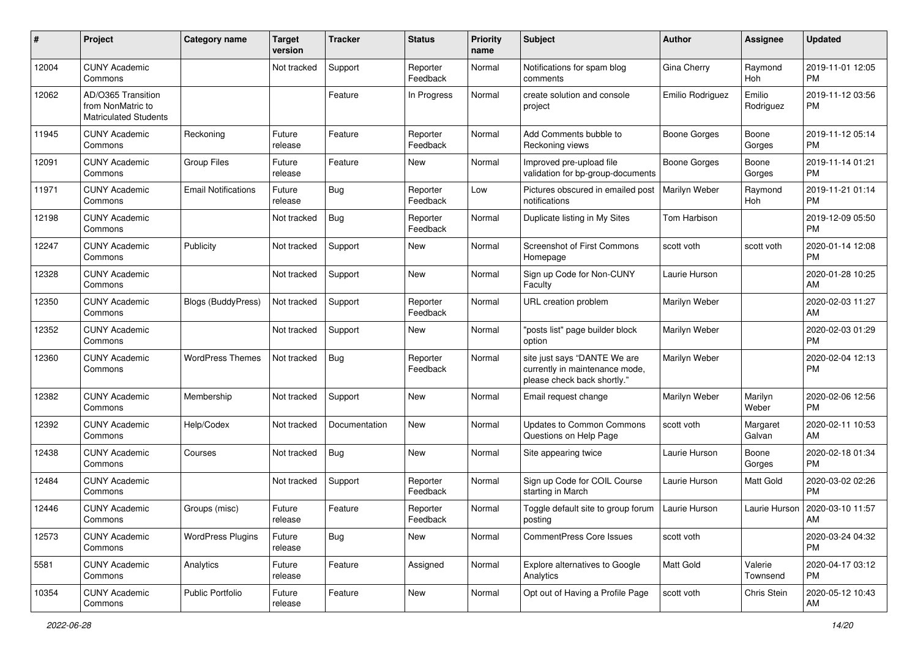| # | Project | Category name | Target version | Tracker | Status | Priority name | Subject | Author | Assignee | Updated |
|---|---|---|---|---|---|---|---|---|---|---|
| 12004 | CUNY Academic Commons | | Not tracked | Support | Reporter Feedback | Normal | Notifications for spam blog comments | Gina Cherry | Raymond Hoh | 2019-11-01 12:05 PM |
| 12062 | AD/O365 Transition from NonMatric to Matriculated Students | | | Feature | In Progress | Normal | create solution and console project | Emilio Rodriguez | Emilio Rodriguez | 2019-11-12 03:56 PM |
| 11945 | CUNY Academic Commons | Reckoning | Future release | Feature | Reporter Feedback | Normal | Add Comments bubble to Reckoning views | Boone Gorges | Boone Gorges | 2019-11-12 05:14 PM |
| 12091 | CUNY Academic Commons | Group Files | Future release | Feature | New | Normal | Improved pre-upload file validation for bp-group-documents | Boone Gorges | Boone Gorges | 2019-11-14 01:21 PM |
| 11971 | CUNY Academic Commons | Email Notifications | Future release | Bug | Reporter Feedback | Low | Pictures obscured in emailed post notifications | Marilyn Weber | Raymond Hoh | 2019-11-21 01:14 PM |
| 12198 | CUNY Academic Commons | | Not tracked | Bug | Reporter Feedback | Normal | Duplicate listing in My Sites | Tom Harbison | | 2019-12-09 05:50 PM |
| 12247 | CUNY Academic Commons | Publicity | Not tracked | Support | New | Normal | Screenshot of First Commons Homepage | scott voth | scott voth | 2020-01-14 12:08 PM |
| 12328 | CUNY Academic Commons | | Not tracked | Support | New | Normal | Sign up Code for Non-CUNY Faculty | Laurie Hurson | | 2020-01-28 10:25 AM |
| 12350 | CUNY Academic Commons | Blogs (BuddyPress) | Not tracked | Support | Reporter Feedback | Normal | URL creation problem | Marilyn Weber | | 2020-02-03 11:27 AM |
| 12352 | CUNY Academic Commons | | Not tracked | Support | New | Normal | "posts list" page builder block option | Marilyn Weber | | 2020-02-03 01:29 PM |
| 12360 | CUNY Academic Commons | WordPress Themes | Not tracked | Bug | Reporter Feedback | Normal | site just says "DANTE We are currently in maintenance mode, please check back shortly." | Marilyn Weber | | 2020-02-04 12:13 PM |
| 12382 | CUNY Academic Commons | Membership | Not tracked | Support | New | Normal | Email request change | Marilyn Weber | Marilyn Weber | 2020-02-06 12:56 PM |
| 12392 | CUNY Academic Commons | Help/Codex | Not tracked | Documentation | New | Normal | Updates to Common Commons Questions on Help Page | scott voth | Margaret Galvan | 2020-02-11 10:53 AM |
| 12438 | CUNY Academic Commons | Courses | Not tracked | Bug | New | Normal | Site appearing twice | Laurie Hurson | Boone Gorges | 2020-02-18 01:34 PM |
| 12484 | CUNY Academic Commons | | Not tracked | Support | Reporter Feedback | Normal | Sign up Code for COIL Course starting in March | Laurie Hurson | Matt Gold | 2020-03-02 02:26 PM |
| 12446 | CUNY Academic Commons | Groups (misc) | Future release | Feature | Reporter Feedback | Normal | Toggle default site to group forum posting | Laurie Hurson | Laurie Hurson | 2020-03-10 11:57 AM |
| 12573 | CUNY Academic Commons | WordPress Plugins | Future release | Bug | New | Normal | CommentPress Core Issues | scott voth | | 2020-03-24 04:32 PM |
| 5581 | CUNY Academic Commons | Analytics | Future release | Feature | Assigned | Normal | Explore alternatives to Google Analytics | Matt Gold | Valerie Townsend | 2020-04-17 03:12 PM |
| 10354 | CUNY Academic Commons | Public Portfolio | Future release | Feature | New | Normal | Opt out of Having a Profile Page | scott voth | Chris Stein | 2020-05-12 10:43 AM |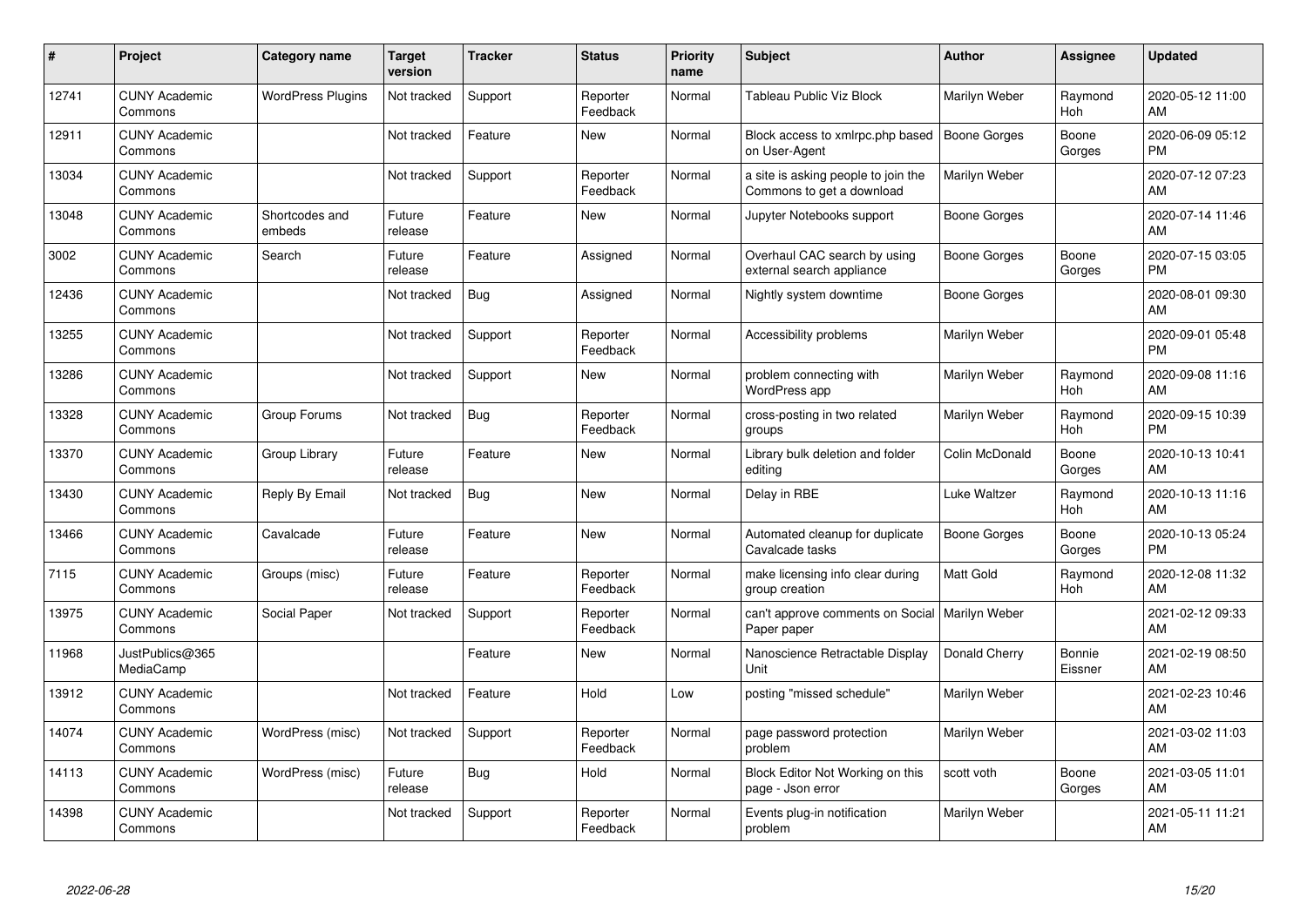| # | Project | Category name | Target version | Tracker | Status | Priority name | Subject | Author | Assignee | Updated |
|---|---|---|---|---|---|---|---|---|---|---|
| 12741 | CUNY Academic Commons | WordPress Plugins | Not tracked | Support | Reporter Feedback | Normal | Tableau Public Viz Block | Marilyn Weber | Raymond Hoh | 2020-05-12 11:00 AM |
| 12911 | CUNY Academic Commons | | Not tracked | Feature | New | Normal | Block access to xmlrpc.php based on User-Agent | Boone Gorges | Boone Gorges | 2020-06-09 05:12 PM |
| 13034 | CUNY Academic Commons | | Not tracked | Support | Reporter Feedback | Normal | a site is asking people to join the Commons to get a download | Marilyn Weber | | 2020-07-12 07:23 AM |
| 13048 | CUNY Academic Commons | Shortcodes and embeds | Future release | Feature | New | Normal | Jupyter Notebooks support | Boone Gorges | | 2020-07-14 11:46 AM |
| 3002 | CUNY Academic Commons | Search | Future release | Feature | Assigned | Normal | Overhaul CAC search by using external search appliance | Boone Gorges | Boone Gorges | 2020-07-15 03:05 PM |
| 12436 | CUNY Academic Commons | | Not tracked | Bug | Assigned | Normal | Nightly system downtime | Boone Gorges | | 2020-08-01 09:30 AM |
| 13255 | CUNY Academic Commons | | Not tracked | Support | Reporter Feedback | Normal | Accessibility problems | Marilyn Weber | | 2020-09-01 05:48 PM |
| 13286 | CUNY Academic Commons | | Not tracked | Support | New | Normal | problem connecting with WordPress app | Marilyn Weber | Raymond Hoh | 2020-09-08 11:16 AM |
| 13328 | CUNY Academic Commons | Group Forums | Not tracked | Bug | Reporter Feedback | Normal | cross-posting in two related groups | Marilyn Weber | Raymond Hoh | 2020-09-15 10:39 PM |
| 13370 | CUNY Academic Commons | Group Library | Future release | Feature | New | Normal | Library bulk deletion and folder editing | Colin McDonald | Boone Gorges | 2020-10-13 10:41 AM |
| 13430 | CUNY Academic Commons | Reply By Email | Not tracked | Bug | New | Normal | Delay in RBE | Luke Waltzer | Raymond Hoh | 2020-10-13 11:16 AM |
| 13466 | CUNY Academic Commons | Cavalcade | Future release | Feature | New | Normal | Automated cleanup for duplicate Cavalcade tasks | Boone Gorges | Boone Gorges | 2020-10-13 05:24 PM |
| 7115 | CUNY Academic Commons | Groups (misc) | Future release | Feature | Reporter Feedback | Normal | make licensing info clear during group creation | Matt Gold | Raymond Hoh | 2020-12-08 11:32 AM |
| 13975 | CUNY Academic Commons | Social Paper | Not tracked | Support | Reporter Feedback | Normal | can't approve comments on Social Paper paper | Marilyn Weber | | 2021-02-12 09:33 AM |
| 11968 | JustPublics@365 MediaCamp | | | Feature | New | Normal | Nanoscience Retractable Display Unit | Donald Cherry | Bonnie Eissner | 2021-02-19 08:50 AM |
| 13912 | CUNY Academic Commons | | Not tracked | Feature | Hold | Low | posting "missed schedule" | Marilyn Weber | | 2021-02-23 10:46 AM |
| 14074 | CUNY Academic Commons | WordPress (misc) | Not tracked | Support | Reporter Feedback | Normal | page password protection problem | Marilyn Weber | | 2021-03-02 11:03 AM |
| 14113 | CUNY Academic Commons | WordPress (misc) | Future release | Bug | Hold | Normal | Block Editor Not Working on this page - Json error | scott voth | Boone Gorges | 2021-03-05 11:01 AM |
| 14398 | CUNY Academic Commons | | Not tracked | Support | Reporter Feedback | Normal | Events plug-in notification problem | Marilyn Weber | | 2021-05-11 11:21 AM |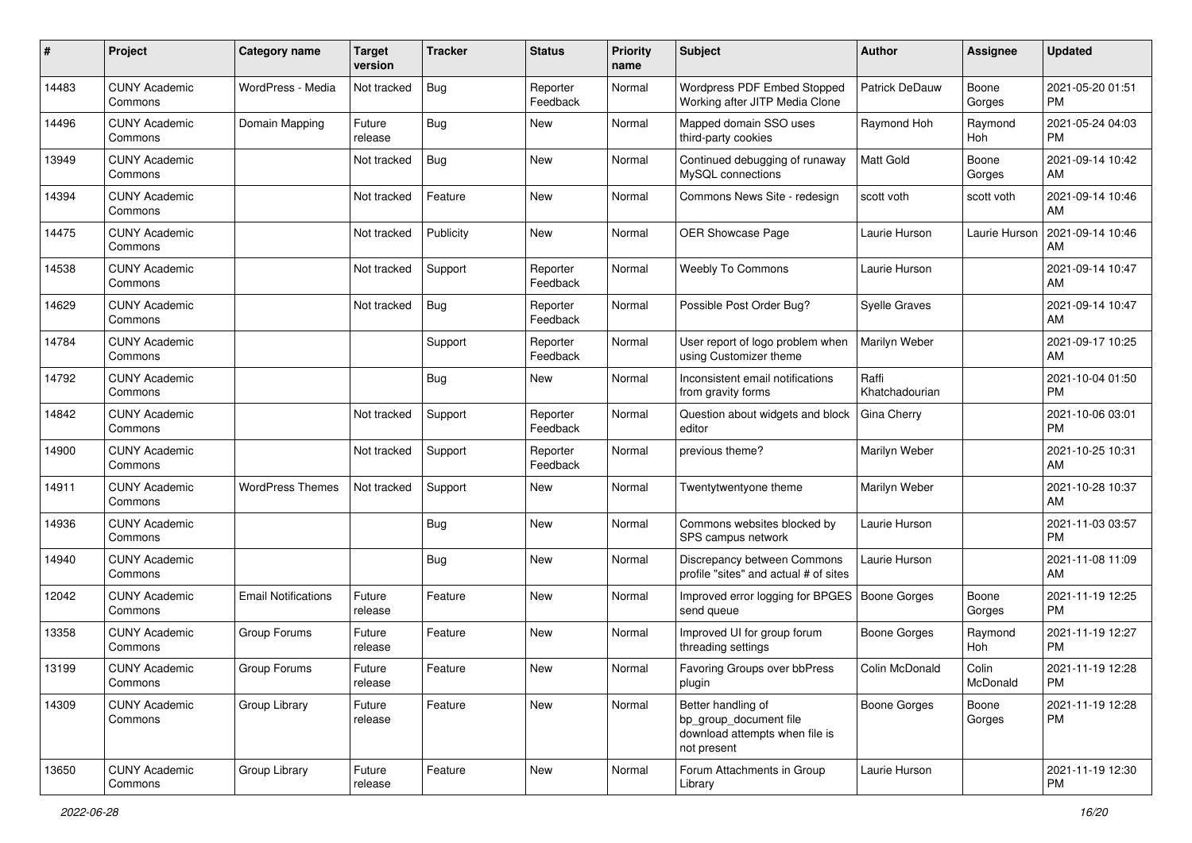| # | Project | Category name | Target version | Tracker | Status | Priority name | Subject | Author | Assignee | Updated |
|---|---|---|---|---|---|---|---|---|---|---|
| 14483 | CUNY Academic Commons | WordPress - Media | Not tracked | Bug | Reporter Feedback | Normal | Wordpress PDF Embed Stopped Working after JITP Media Clone | Patrick DeDauw | Boone Gorges | 2021-05-20 01:51 PM |
| 14496 | CUNY Academic Commons | Domain Mapping | Future release | Bug | New | Normal | Mapped domain SSO uses third-party cookies | Raymond Hoh | Raymond Hoh | 2021-05-24 04:03 PM |
| 13949 | CUNY Academic Commons | | Not tracked | Bug | New | Normal | Continued debugging of runaway MySQL connections | Matt Gold | Boone Gorges | 2021-09-14 10:42 AM |
| 14394 | CUNY Academic Commons | | Not tracked | Feature | New | Normal | Commons News Site - redesign | scott voth | scott voth | 2021-09-14 10:46 AM |
| 14475 | CUNY Academic Commons | | Not tracked | Publicity | New | Normal | OER Showcase Page | Laurie Hurson | Laurie Hurson | 2021-09-14 10:46 AM |
| 14538 | CUNY Academic Commons | | Not tracked | Support | Reporter Feedback | Normal | Weebly To Commons | Laurie Hurson | | 2021-09-14 10:47 AM |
| 14629 | CUNY Academic Commons | | Not tracked | Bug | Reporter Feedback | Normal | Possible Post Order Bug? | Syelle Graves | | 2021-09-14 10:47 AM |
| 14784 | CUNY Academic Commons | | | Support | Reporter Feedback | Normal | User report of logo problem when using Customizer theme | Marilyn Weber | | 2021-09-17 10:25 AM |
| 14792 | CUNY Academic Commons | | | Bug | New | Normal | Inconsistent email notifications from gravity forms | Raffi Khatchadourian | | 2021-10-04 01:50 PM |
| 14842 | CUNY Academic Commons | | Not tracked | Support | Reporter Feedback | Normal | Question about widgets and block editor | Gina Cherry | | 2021-10-06 03:01 PM |
| 14900 | CUNY Academic Commons | | Not tracked | Support | Reporter Feedback | Normal | previous theme? | Marilyn Weber | | 2021-10-25 10:31 AM |
| 14911 | CUNY Academic Commons | WordPress Themes | Not tracked | Support | New | Normal | Twentytwentyone theme | Marilyn Weber | | 2021-10-28 10:37 AM |
| 14936 | CUNY Academic Commons | | | Bug | New | Normal | Commons websites blocked by SPS campus network | Laurie Hurson | | 2021-11-03 03:57 PM |
| 14940 | CUNY Academic Commons | | | Bug | New | Normal | Discrepancy between Commons profile "sites" and actual # of sites | Laurie Hurson | | 2021-11-08 11:09 AM |
| 12042 | CUNY Academic Commons | Email Notifications | Future release | Feature | New | Normal | Improved error logging for BPGES send queue | Boone Gorges | Boone Gorges | 2021-11-19 12:25 PM |
| 13358 | CUNY Academic Commons | Group Forums | Future release | Feature | New | Normal | Improved UI for group forum threading settings | Boone Gorges | Raymond Hoh | 2021-11-19 12:27 PM |
| 13199 | CUNY Academic Commons | Group Forums | Future release | Feature | New | Normal | Favoring Groups over bbPress plugin | Colin McDonald | Colin McDonald | 2021-11-19 12:28 PM |
| 14309 | CUNY Academic Commons | Group Library | Future release | Feature | New | Normal | Better handling of bp_group_document file download attempts when file is not present | Boone Gorges | Boone Gorges | 2021-11-19 12:28 PM |
| 13650 | CUNY Academic Commons | Group Library | Future release | Feature | New | Normal | Forum Attachments in Group Library | Laurie Hurson | | 2021-11-19 12:30 PM |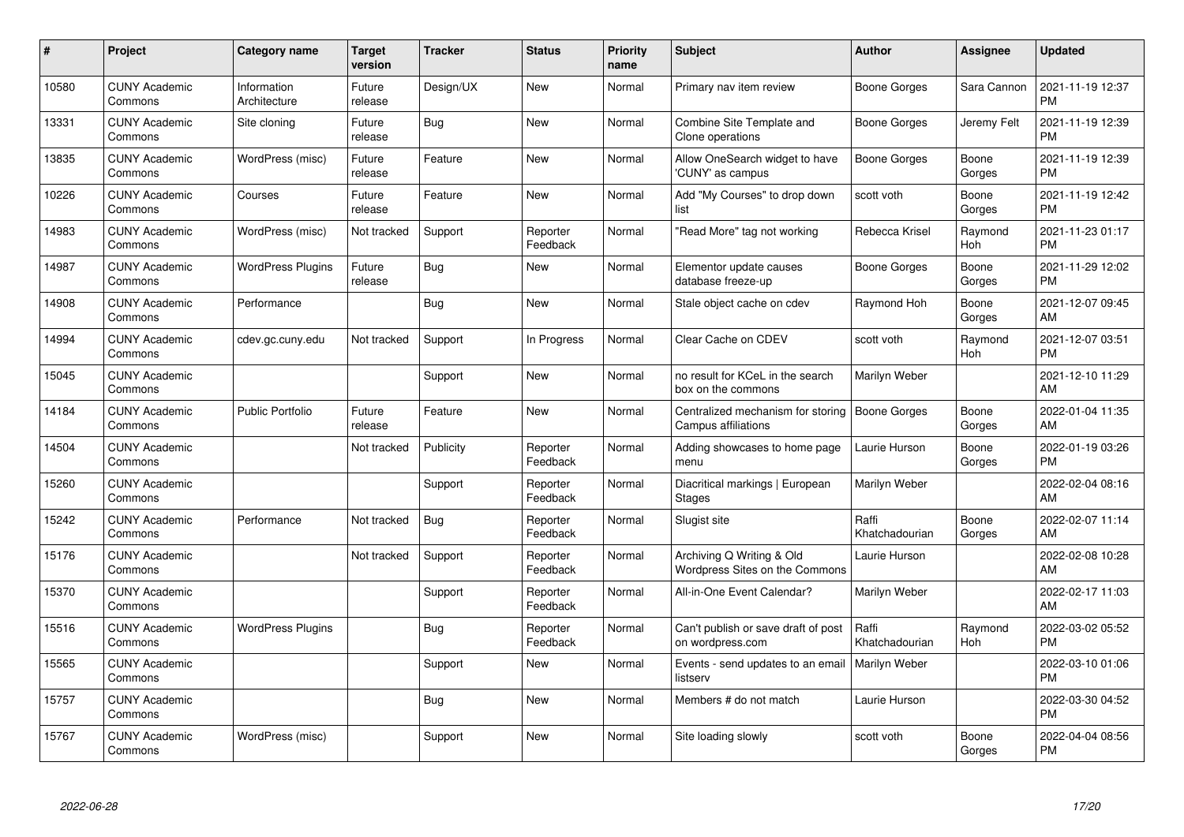| # | Project | Category name | Target version | Tracker | Status | Priority name | Subject | Author | Assignee | Updated |
|---|---|---|---|---|---|---|---|---|---|---|
| 10580 | CUNY Academic Commons | Information Architecture | Future release | Design/UX | New | Normal | Primary nav item review | Boone Gorges | Sara Cannon | 2021-11-19 12:37 PM |
| 13331 | CUNY Academic Commons | Site cloning | Future release | Bug | New | Normal | Combine Site Template and Clone operations | Boone Gorges | Jeremy Felt | 2021-11-19 12:39 PM |
| 13835 | CUNY Academic Commons | WordPress (misc) | Future release | Feature | New | Normal | Allow OneSearch widget to have 'CUNY' as campus | Boone Gorges | Boone Gorges | 2021-11-19 12:39 PM |
| 10226 | CUNY Academic Commons | Courses | Future release | Feature | New | Normal | Add "My Courses" to drop down list | scott voth | Boone Gorges | 2021-11-19 12:42 PM |
| 14983 | CUNY Academic Commons | WordPress (misc) | Not tracked | Support | Reporter Feedback | Normal | "Read More" tag not working | Rebecca Krisel | Raymond Hoh | 2021-11-23 01:17 PM |
| 14987 | CUNY Academic Commons | WordPress Plugins | Future release | Bug | New | Normal | Elementor update causes database freeze-up | Boone Gorges | Boone Gorges | 2021-11-29 12:02 PM |
| 14908 | CUNY Academic Commons | Performance | | Bug | New | Normal | Stale object cache on cdev | Raymond Hoh | Boone Gorges | 2021-12-07 09:45 AM |
| 14994 | CUNY Academic Commons | cdev.gc.cuny.edu | Not tracked | Support | In Progress | Normal | Clear Cache on CDEV | scott voth | Raymond Hoh | 2021-12-07 03:51 PM |
| 15045 | CUNY Academic Commons | | | Support | New | Normal | no result for KCeL in the search box on the commons | Marilyn Weber | | 2021-12-10 11:29 AM |
| 14184 | CUNY Academic Commons | Public Portfolio | Future release | Feature | New | Normal | Centralized mechanism for storing Campus affiliations | Boone Gorges | Boone Gorges | 2022-01-04 11:35 AM |
| 14504 | CUNY Academic Commons | | Not tracked | Publicity | Reporter Feedback | Normal | Adding showcases to home page menu | Laurie Hurson | Boone Gorges | 2022-01-19 03:26 PM |
| 15260 | CUNY Academic Commons | | | Support | Reporter Feedback | Normal | Diacritical markings \| European Stages | Marilyn Weber | | 2022-02-04 08:16 AM |
| 15242 | CUNY Academic Commons | Performance | Not tracked | Bug | Reporter Feedback | Normal | Slugist site | Raffi Khatchadourian | Boone Gorges | 2022-02-07 11:14 AM |
| 15176 | CUNY Academic Commons | | Not tracked | Support | Reporter Feedback | Normal | Archiving Q Writing & Old Wordpress Sites on the Commons | Laurie Hurson | | 2022-02-08 10:28 AM |
| 15370 | CUNY Academic Commons | | | Support | Reporter Feedback | Normal | All-in-One Event Calendar? | Marilyn Weber | | 2022-02-17 11:03 AM |
| 15516 | CUNY Academic Commons | WordPress Plugins | | Bug | Reporter Feedback | Normal | Can't publish or save draft of post on wordpress.com | Raffi Khatchadourian | Raymond Hoh | 2022-03-02 05:52 PM |
| 15565 | CUNY Academic Commons | | | Support | New | Normal | Events - send updates to an email listserv | Marilyn Weber | | 2022-03-10 01:06 PM |
| 15757 | CUNY Academic Commons | | | Bug | New | Normal | Members # do not match | Laurie Hurson | | 2022-03-30 04:52 PM |
| 15767 | CUNY Academic Commons | WordPress (misc) | | Support | New | Normal | Site loading slowly | scott voth | Boone Gorges | 2022-04-04 08:56 PM |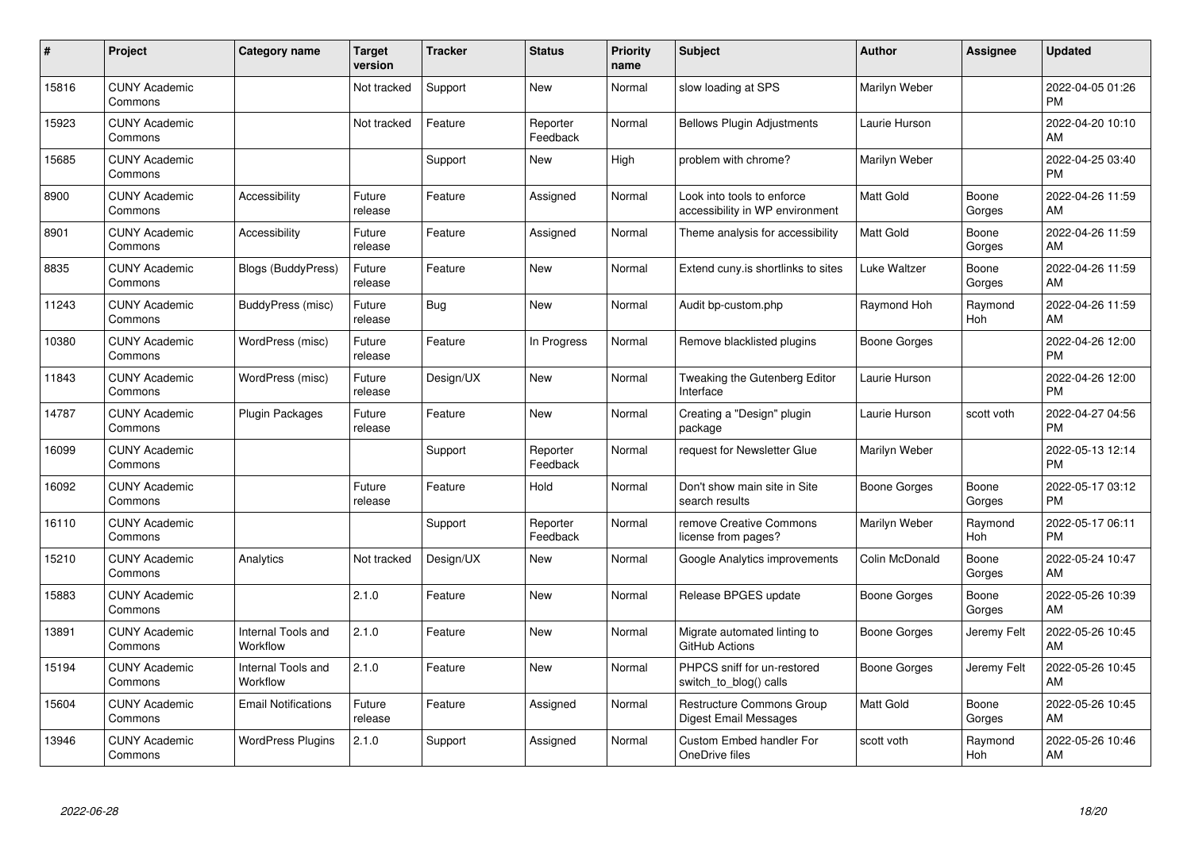| # | Project | Category name | Target version | Tracker | Status | Priority name | Subject | Author | Assignee | Updated |
|---|---|---|---|---|---|---|---|---|---|---|
| 15816 | CUNY Academic Commons | | Not tracked | Support | New | Normal | slow loading at SPS | Marilyn Weber | | 2022-04-05 01:26 PM |
| 15923 | CUNY Academic Commons | | Not tracked | Feature | Reporter Feedback | Normal | Bellows Plugin Adjustments | Laurie Hurson | | 2022-04-20 10:10 AM |
| 15685 | CUNY Academic Commons | | | Support | New | High | problem with chrome? | Marilyn Weber | | 2022-04-25 03:40 PM |
| 8900 | CUNY Academic Commons | Accessibility | Future release | Feature | Assigned | Normal | Look into tools to enforce accessibility in WP environment | Matt Gold | Boone Gorges | 2022-04-26 11:59 AM |
| 8901 | CUNY Academic Commons | Accessibility | Future release | Feature | Assigned | Normal | Theme analysis for accessibility | Matt Gold | Boone Gorges | 2022-04-26 11:59 AM |
| 8835 | CUNY Academic Commons | Blogs (BuddyPress) | Future release | Feature | New | Normal | Extend cuny.is shortlinks to sites | Luke Waltzer | Boone Gorges | 2022-04-26 11:59 AM |
| 11243 | CUNY Academic Commons | BuddyPress (misc) | Future release | Bug | New | Normal | Audit bp-custom.php | Raymond Hoh | Raymond Hoh | 2022-04-26 11:59 AM |
| 10380 | CUNY Academic Commons | WordPress (misc) | Future release | Feature | In Progress | Normal | Remove blacklisted plugins | Boone Gorges | | 2022-04-26 12:00 PM |
| 11843 | CUNY Academic Commons | WordPress (misc) | Future release | Design/UX | New | Normal | Tweaking the Gutenberg Editor Interface | Laurie Hurson | | 2022-04-26 12:00 PM |
| 14787 | CUNY Academic Commons | Plugin Packages | Future release | Feature | New | Normal | Creating a "Design" plugin package | Laurie Hurson | scott voth | 2022-04-27 04:56 PM |
| 16099 | CUNY Academic Commons | | | Support | Reporter Feedback | Normal | request for Newsletter Glue | Marilyn Weber | | 2022-05-13 12:14 PM |
| 16092 | CUNY Academic Commons | | Future release | Feature | Hold | Normal | Don't show main site in Site search results | Boone Gorges | Boone Gorges | 2022-05-17 03:12 PM |
| 16110 | CUNY Academic Commons | | | Support | Reporter Feedback | Normal | remove Creative Commons license from pages? | Marilyn Weber | Raymond Hoh | 2022-05-17 06:11 PM |
| 15210 | CUNY Academic Commons | Analytics | Not tracked | Design/UX | New | Normal | Google Analytics improvements | Colin McDonald | Boone Gorges | 2022-05-24 10:47 AM |
| 15883 | CUNY Academic Commons | | 2.1.0 | Feature | New | Normal | Release BPGES update | Boone Gorges | Boone Gorges | 2022-05-26 10:39 AM |
| 13891 | CUNY Academic Commons | Internal Tools and Workflow | 2.1.0 | Feature | New | Normal | Migrate automated linting to GitHub Actions | Boone Gorges | Jeremy Felt | 2022-05-26 10:45 AM |
| 15194 | CUNY Academic Commons | Internal Tools and Workflow | 2.1.0 | Feature | New | Normal | PHPCS sniff for un-restored switch_to_blog() calls | Boone Gorges | Jeremy Felt | 2022-05-26 10:45 AM |
| 15604 | CUNY Academic Commons | Email Notifications | Future release | Feature | Assigned | Normal | Restructure Commons Group Digest Email Messages | Matt Gold | Boone Gorges | 2022-05-26 10:45 AM |
| 13946 | CUNY Academic Commons | WordPress Plugins | 2.1.0 | Support | Assigned | Normal | Custom Embed handler For OneDrive files | scott voth | Raymond Hoh | 2022-05-26 10:46 AM |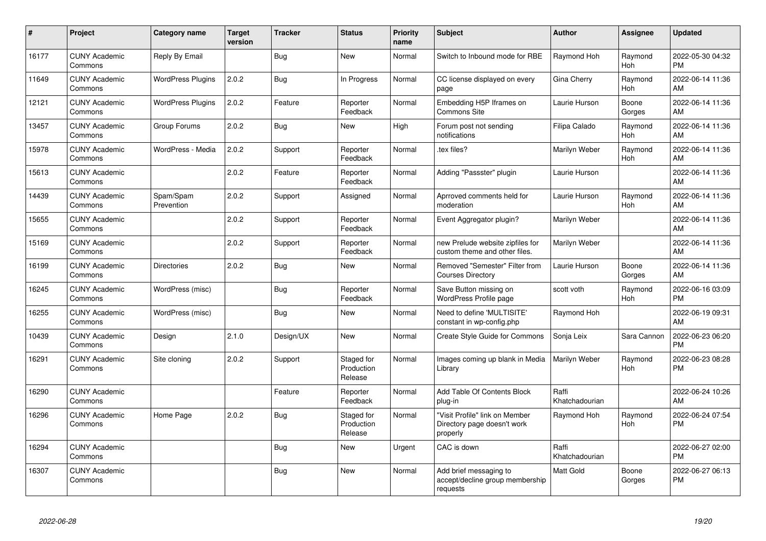| # | Project | Category name | Target version | Tracker | Status | Priority name | Subject | Author | Assignee | Updated |
|---|---|---|---|---|---|---|---|---|---|---|
| 16177 | CUNY Academic Commons | Reply By Email | | Bug | New | Normal | Switch to Inbound mode for RBE | Raymond Hoh | Raymond Hoh | 2022-05-30 04:32 PM |
| 11649 | CUNY Academic Commons | WordPress Plugins | 2.0.2 | Bug | In Progress | Normal | CC license displayed on every page | Gina Cherry | Raymond Hoh | 2022-06-14 11:36 AM |
| 12121 | CUNY Academic Commons | WordPress Plugins | 2.0.2 | Feature | Reporter Feedback | Normal | Embedding H5P Iframes on Commons Site | Laurie Hurson | Boone Gorges | 2022-06-14 11:36 AM |
| 13457 | CUNY Academic Commons | Group Forums | 2.0.2 | Bug | New | High | Forum post not sending notifications | Filipa Calado | Raymond Hoh | 2022-06-14 11:36 AM |
| 15978 | CUNY Academic Commons | WordPress - Media | 2.0.2 | Support | Reporter Feedback | Normal | .tex files? | Marilyn Weber | Raymond Hoh | 2022-06-14 11:36 AM |
| 15613 | CUNY Academic Commons | | 2.0.2 | Feature | Reporter Feedback | Normal | Adding "Passster" plugin | Laurie Hurson | | 2022-06-14 11:36 AM |
| 14439 | CUNY Academic Commons | Spam/Spam Prevention | 2.0.2 | Support | Assigned | Normal | Aprroved comments held for moderation | Laurie Hurson | Raymond Hoh | 2022-06-14 11:36 AM |
| 15655 | CUNY Academic Commons | | 2.0.2 | Support | Reporter Feedback | Normal | Event Aggregator plugin? | Marilyn Weber | | 2022-06-14 11:36 AM |
| 15169 | CUNY Academic Commons | | 2.0.2 | Support | Reporter Feedback | Normal | new Prelude website zipfiles for custom theme and other files. | Marilyn Weber | | 2022-06-14 11:36 AM |
| 16199 | CUNY Academic Commons | Directories | 2.0.2 | Bug | New | Normal | Removed "Semester" Filter from Courses Directory | Laurie Hurson | Boone Gorges | 2022-06-14 11:36 AM |
| 16245 | CUNY Academic Commons | WordPress (misc) | | Bug | Reporter Feedback | Normal | Save Button missing on WordPress Profile page | scott voth | Raymond Hoh | 2022-06-16 03:09 PM |
| 16255 | CUNY Academic Commons | WordPress (misc) | | Bug | New | Normal | Need to define 'MULTISITE' constant in wp-config.php | Raymond Hoh | | 2022-06-19 09:31 AM |
| 10439 | CUNY Academic Commons | Design | 2.1.0 | Design/UX | New | Normal | Create Style Guide for Commons | Sonja Leix | Sara Cannon | 2022-06-23 06:20 PM |
| 16291 | CUNY Academic Commons | Site cloning | 2.0.2 | Support | Staged for Production Release | Normal | Images coming up blank in Media Library | Marilyn Weber | Raymond Hoh | 2022-06-23 08:28 PM |
| 16290 | CUNY Academic Commons | | | Feature | Reporter Feedback | Normal | Add Table Of Contents Block plug-in | Raffi Khatchadourian | | 2022-06-24 10:26 AM |
| 16296 | CUNY Academic Commons | Home Page | 2.0.2 | Bug | Staged for Production Release | Normal | "Visit Profile" link on Member Directory page doesn't work properly | Raymond Hoh | Raymond Hoh | 2022-06-24 07:54 PM |
| 16294 | CUNY Academic Commons | | | Bug | New | Urgent | CAC is down | Raffi Khatchadourian | | 2022-06-27 02:00 PM |
| 16307 | CUNY Academic Commons | | | Bug | New | Normal | Add brief messaging to accept/decline group membership requests | Matt Gold | Boone Gorges | 2022-06-27 06:13 PM |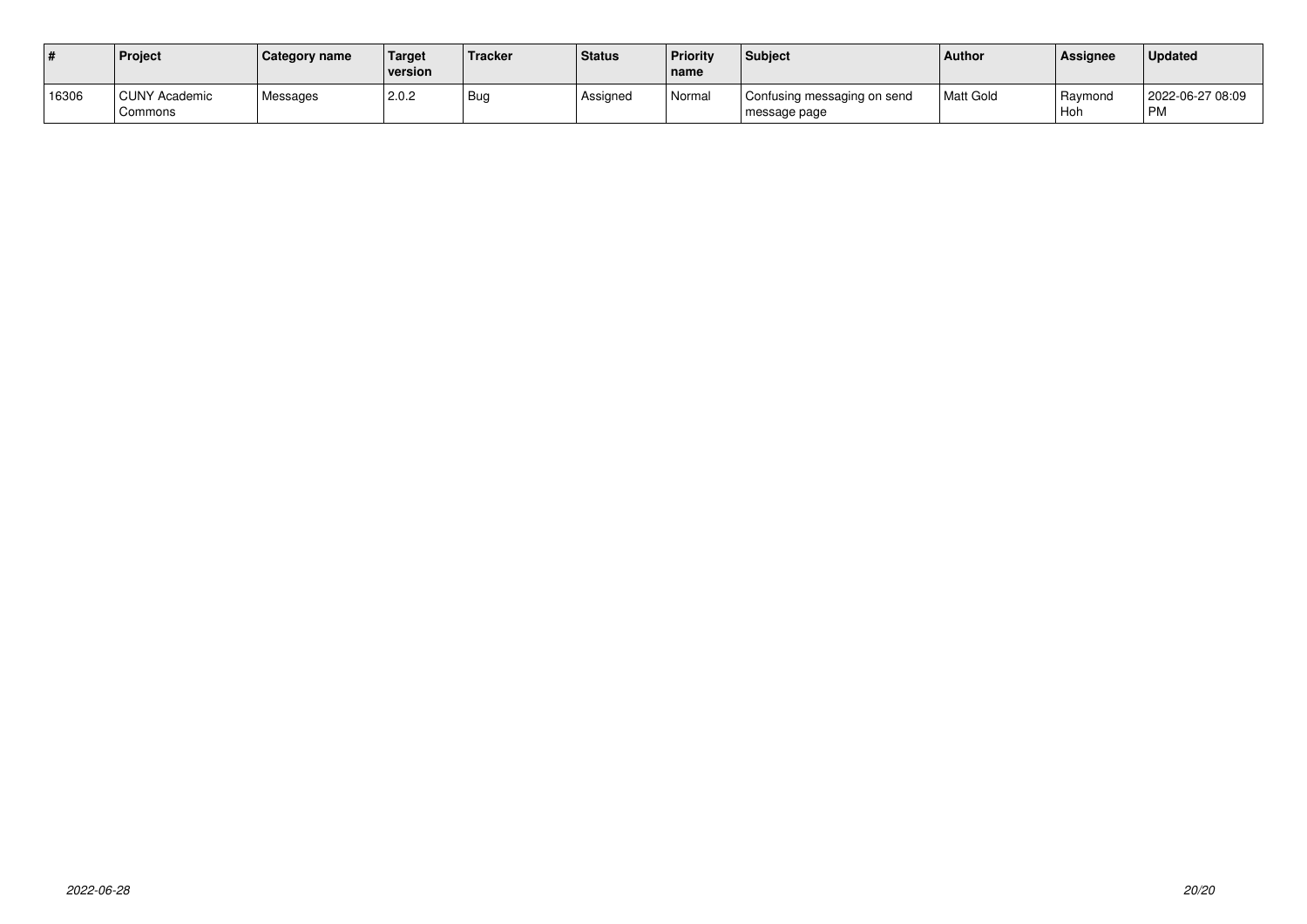| # | Project | Category name | Target version | Tracker | Status | Priority name | Subject | Author | Assignee | Updated |
|---|---|---|---|---|---|---|---|---|---|---|
| 16306 | CUNY Academic Commons | Messages | 2.0.2 | Bug | Assigned | Normal | Confusing messaging on send message page | Matt Gold | Raymond Hoh | 2022-06-27 08:09 PM |